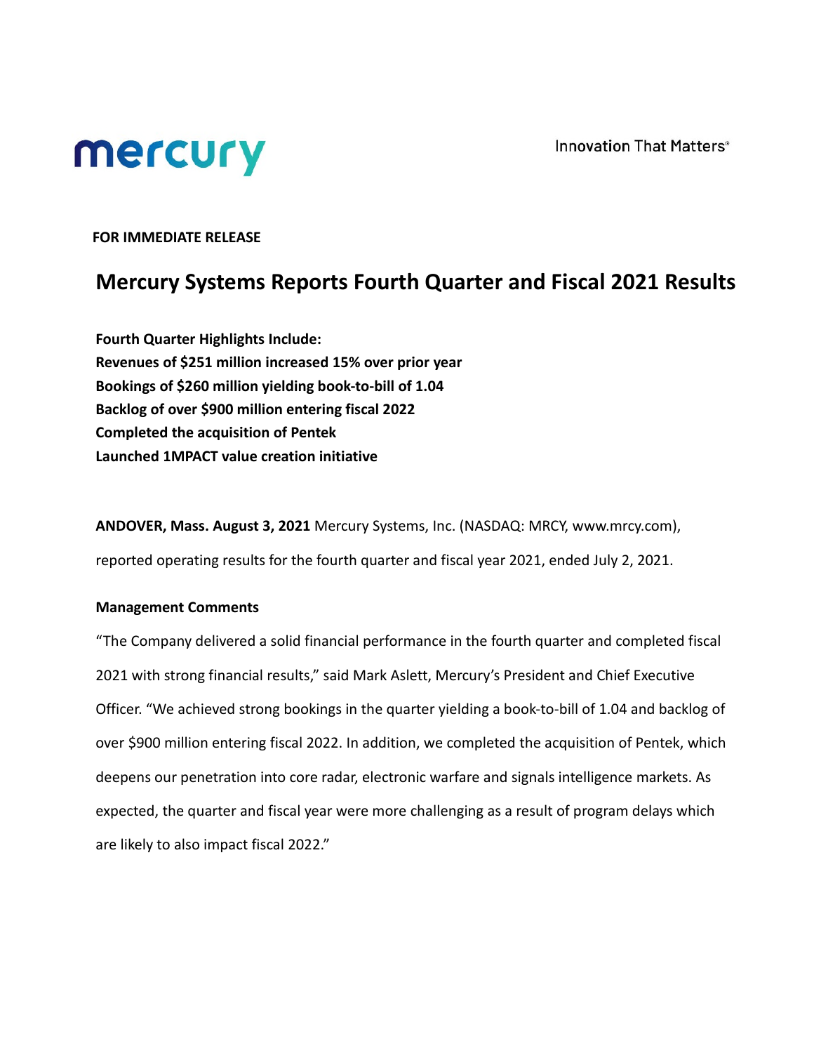mercury

Innovation That Matters®

**FOR IMMEDIATE RELEASE**

# Mercury Systems Reports Fourth Quarter and Fiscal 2021 Results

**Fourth Quarter Highlights Include:**
**Revenues of $251 million increased 15% over prior year**
**Bookings of $260 million yielding book-to-bill of 1.04**
**Backlog of over $900 million entering fiscal 2022**
**Completed the acquisition of Pentek**
**Launched 1MPACT value creation initiative**

**ANDOVER, Mass. August 3, 2021** Mercury Systems, Inc. (NASDAQ: MRCY, www.mrcy.com), reported operating results for the fourth quarter and fiscal year 2021, ended July 2, 2021.

**Management Comments**

"The Company delivered a solid financial performance in the fourth quarter and completed fiscal 2021 with strong financial results," said Mark Aslett, Mercury's President and Chief Executive Officer. "We achieved strong bookings in the quarter yielding a book-to-bill of 1.04 and backlog of over $900 million entering fiscal 2022. In addition, we completed the acquisition of Pentek, which deepens our penetration into core radar, electronic warfare and signals intelligence markets. As expected, the quarter and fiscal year were more challenging as a result of program delays which are likely to also impact fiscal 2022."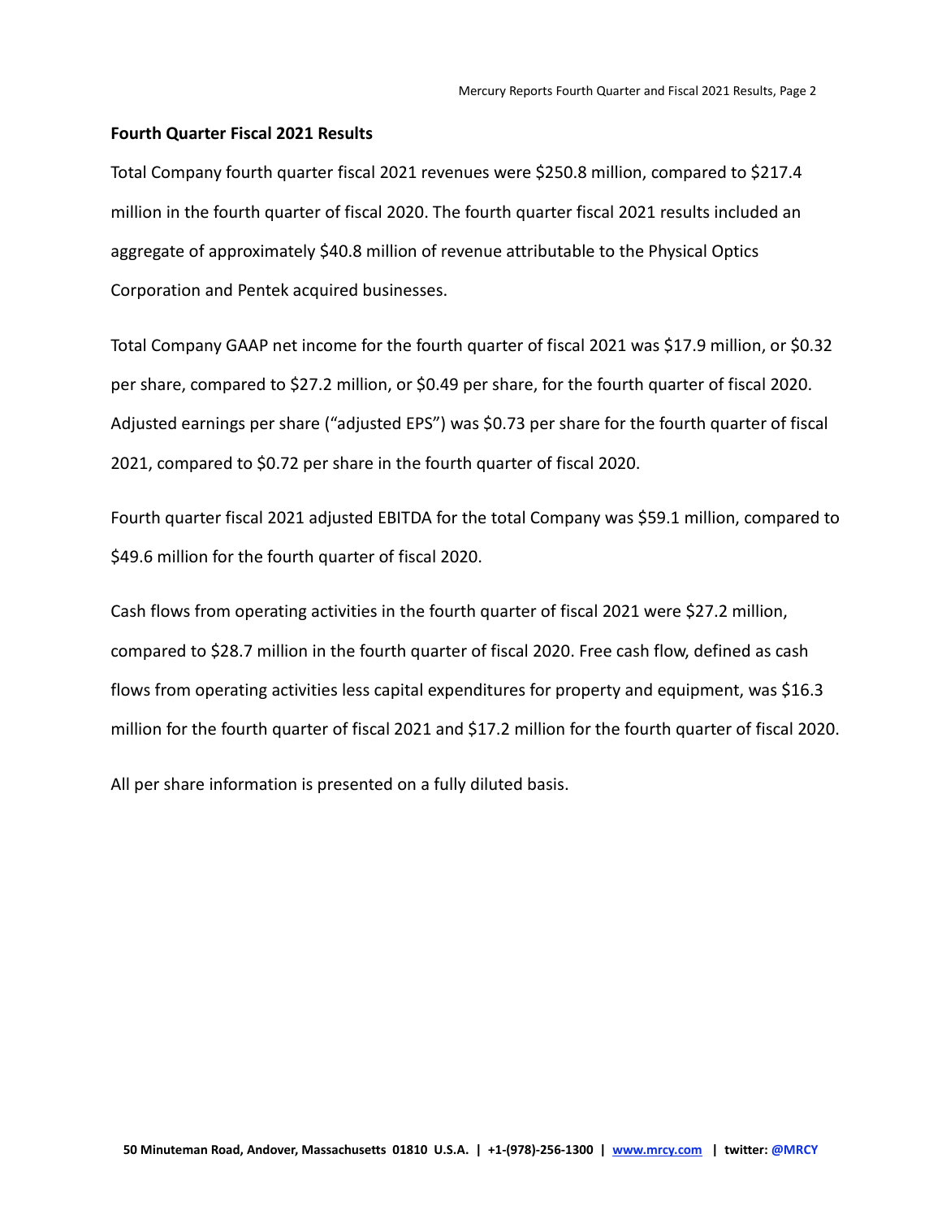**Fourth Quarter Fiscal 2021 Results**

Total Company fourth quarter fiscal 2021 revenues were $250.8 million, compared to $217.4 million in the fourth quarter of fiscal 2020. The fourth quarter fiscal 2021 results included an aggregate of approximately $40.8 million of revenue attributable to the Physical Optics Corporation and Pentek acquired businesses.

Total Company GAAP net income for the fourth quarter of fiscal 2021 was $17.9 million, or $0.32 per share, compared to $27.2 million, or $0.49 per share, for the fourth quarter of fiscal 2020. Adjusted earnings per share ("adjusted EPS") was $0.73 per share for the fourth quarter of fiscal 2021, compared to $0.72 per share in the fourth quarter of fiscal 2020.

Fourth quarter fiscal 2021 adjusted EBITDA for the total Company was $59.1 million, compared to $49.6 million for the fourth quarter of fiscal 2020.

Cash flows from operating activities in the fourth quarter of fiscal 2021 were $27.2 million, compared to $28.7 million in the fourth quarter of fiscal 2020. Free cash flow, defined as cash flows from operating activities less capital expenditures for property and equipment, was $16.3 million for the fourth quarter of fiscal 2021 and $17.2 million for the fourth quarter of fiscal 2020.

All per share information is presented on a fully diluted basis.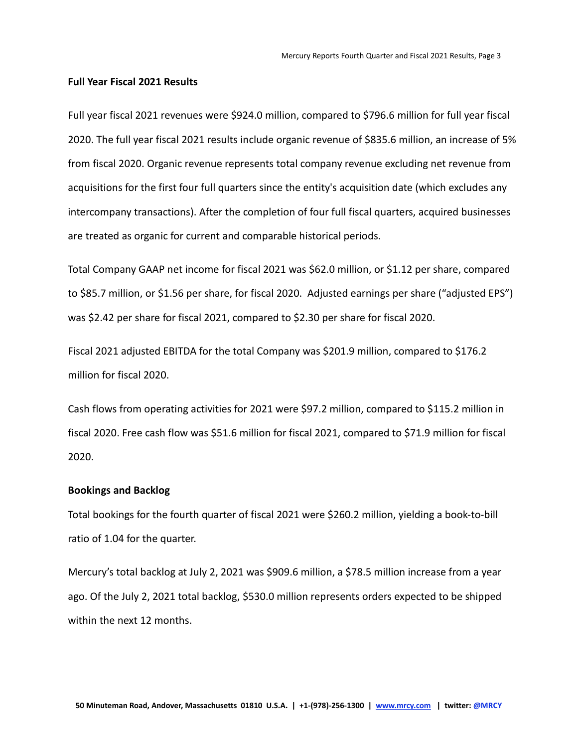**Full Year Fiscal 2021 Results**

Full year fiscal 2021 revenues were $924.0 million, compared to $796.6 million for full year fiscal 2020. The full year fiscal 2021 results include organic revenue of $835.6 million, an increase of 5% from fiscal 2020. Organic revenue represents total company revenue excluding net revenue from acquisitions for the first four full quarters since the entity's acquisition date (which excludes any intercompany transactions). After the completion of four full fiscal quarters, acquired businesses are treated as organic for current and comparable historical periods.

Total Company GAAP net income for fiscal 2021 was $62.0 million, or $1.12 per share, compared to $85.7 million, or $1.56 per share, for fiscal 2020. Adjusted earnings per share ("adjusted EPS") was $2.42 per share for fiscal 2021, compared to $2.30 per share for fiscal 2020.

Fiscal 2021 adjusted EBITDA for the total Company was $201.9 million, compared to $176.2 million for fiscal 2020.

Cash flows from operating activities for 2021 were $97.2 million, compared to $115.2 million in fiscal 2020. Free cash flow was $51.6 million for fiscal 2021, compared to $71.9 million for fiscal 2020.

**Bookings and Backlog**

Total bookings for the fourth quarter of fiscal 2021 were $260.2 million, yielding a book-to-bill ratio of 1.04 for the quarter.

Mercury's total backlog at July 2, 2021 was $909.6 million, a $78.5 million increase from a year ago. Of the July 2, 2021 total backlog, $530.0 million represents orders expected to be shipped within the next 12 months.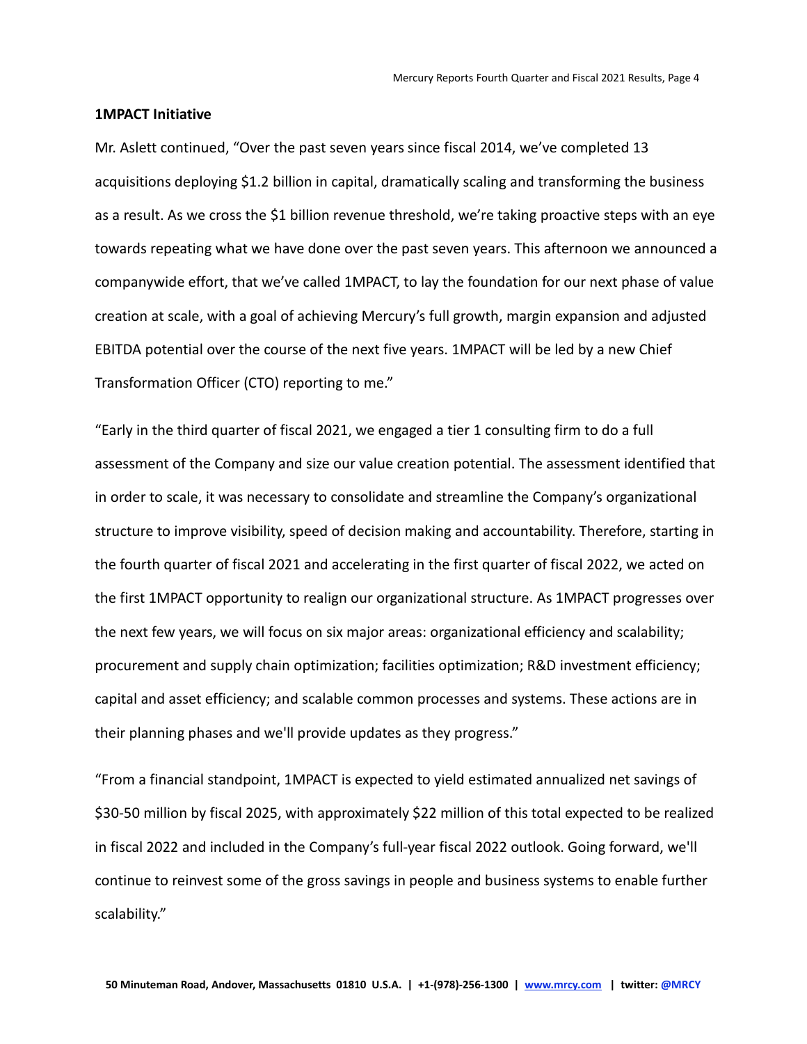**1MPACT Initiative**

Mr. Aslett continued, “Over the past seven years since fiscal 2014, we’ve completed 13 acquisitions deploying $1.2 billion in capital, dramatically scaling and transforming the business as a result. As we cross the $1 billion revenue threshold, we’re taking proactive steps with an eye towards repeating what we have done over the past seven years. This afternoon we announced a companywide effort, that we’ve called 1MPACT, to lay the foundation for our next phase of value creation at scale, with a goal of achieving Mercury’s full growth, margin expansion and adjusted EBITDA potential over the course of the next five years. 1MPACT will be led by a new Chief Transformation Officer (CTO) reporting to me.”

“Early in the third quarter of fiscal 2021, we engaged a tier 1 consulting firm to do a full assessment of the Company and size our value creation potential. The assessment identified that in order to scale, it was necessary to consolidate and streamline the Company’s organizational structure to improve visibility, speed of decision making and accountability. Therefore, starting in the fourth quarter of fiscal 2021 and accelerating in the first quarter of fiscal 2022, we acted on the first 1MPACT opportunity to realign our organizational structure. As 1MPACT progresses over the next few years, we will focus on six major areas: organizational efficiency and scalability; procurement and supply chain optimization; facilities optimization; R&D investment efficiency; capital and asset efficiency; and scalable common processes and systems. These actions are in their planning phases and we'll provide updates as they progress.”

“From a financial standpoint, 1MPACT is expected to yield estimated annualized net savings of $30-50 million by fiscal 2025, with approximately $22 million of this total expected to be realized in fiscal 2022 and included in the Company’s full-year fiscal 2022 outlook. Going forward, we'll continue to reinvest some of the gross savings in people and business systems to enable further scalability.”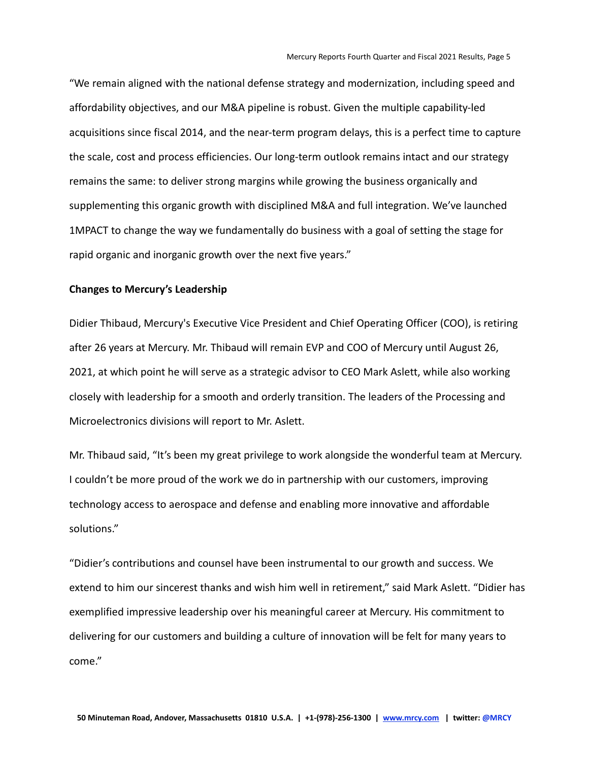"We remain aligned with the national defense strategy and modernization, including speed and affordability objectives, and our M&A pipeline is robust. Given the multiple capability-led acquisitions since fiscal 2014, and the near-term program delays, this is a perfect time to capture the scale, cost and process efficiencies. Our long-term outlook remains intact and our strategy remains the same: to deliver strong margins while growing the business organically and supplementing this organic growth with disciplined M&A and full integration. We've launched 1MPACT to change the way we fundamentally do business with a goal of setting the stage for rapid organic and inorganic growth over the next five years."

**Changes to Mercury's Leadership**

Didier Thibaud, Mercury's Executive Vice President and Chief Operating Officer (COO), is retiring after 26 years at Mercury. Mr. Thibaud will remain EVP and COO of Mercury until August 26, 2021, at which point he will serve as a strategic advisor to CEO Mark Aslett, while also working closely with leadership for a smooth and orderly transition. The leaders of the Processing and Microelectronics divisions will report to Mr. Aslett.

Mr. Thibaud said, "It's been my great privilege to work alongside the wonderful team at Mercury. I couldn't be more proud of the work we do in partnership with our customers, improving technology access to aerospace and defense and enabling more innovative and affordable solutions."

"Didier's contributions and counsel have been instrumental to our growth and success. We extend to him our sincerest thanks and wish him well in retirement," said Mark Aslett. "Didier has exemplified impressive leadership over his meaningful career at Mercury. His commitment to delivering for our customers and building a culture of innovation will be felt for many years to come."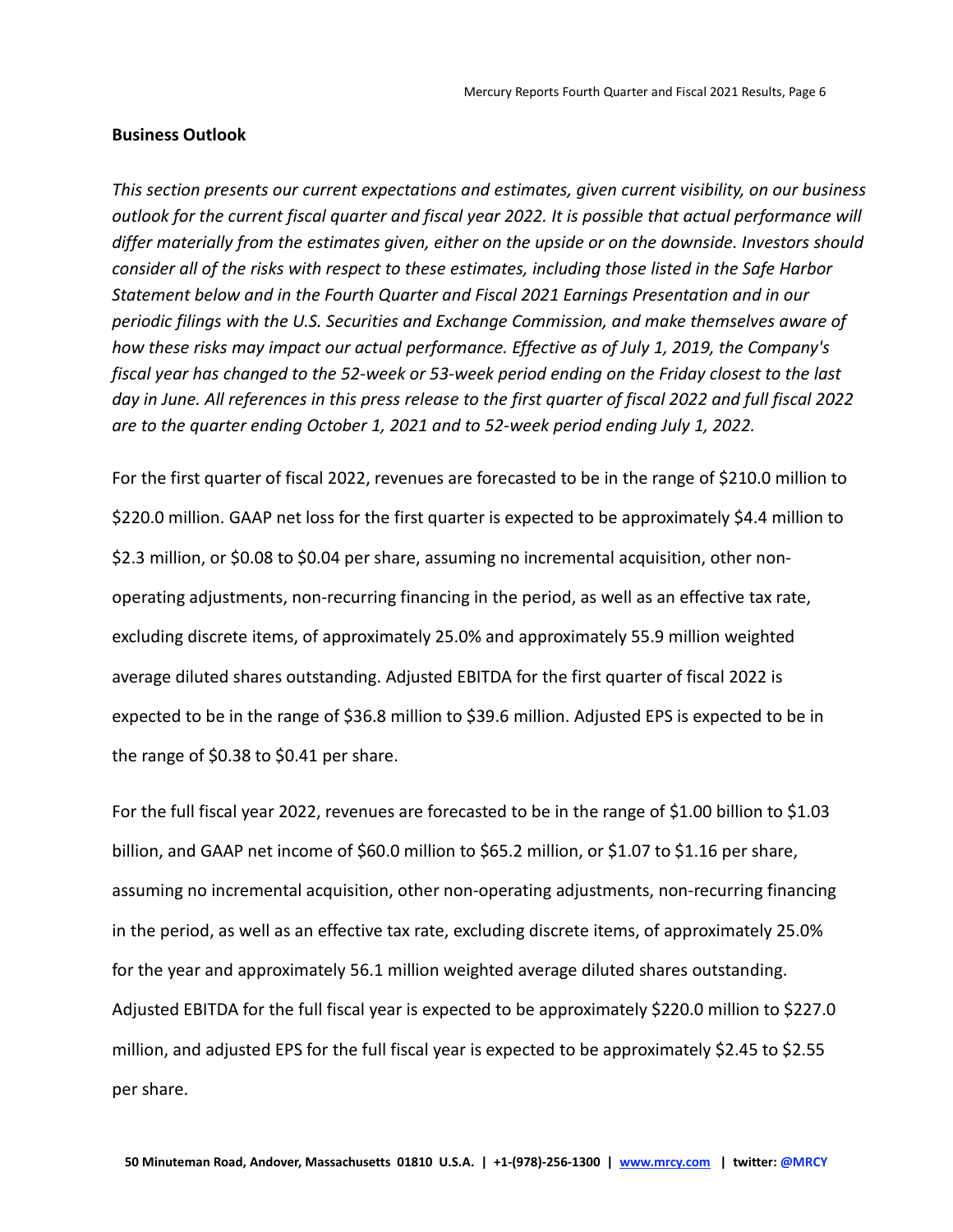## Business Outlook

*This section presents our current expectations and estimates, given current visibility, on our business outlook for the current fiscal quarter and fiscal year 2022. It is possible that actual performance will differ materially from the estimates given, either on the upside or on the downside. Investors should consider all of the risks with respect to these estimates, including those listed in the Safe Harbor Statement below and in the Fourth Quarter and Fiscal 2021 Earnings Presentation and in our periodic filings with the U.S. Securities and Exchange Commission, and make themselves aware of how these risks may impact our actual performance. Effective as of July 1, 2019, the Company's fiscal year has changed to the 52-week or 53-week period ending on the Friday closest to the last day in June. All references in this press release to the first quarter of fiscal 2022 and full fiscal 2022 are to the quarter ending October 1, 2021 and to 52-week period ending July 1, 2022.*

For the first quarter of fiscal 2022, revenues are forecasted to be in the range of $210.0 million to $220.0 million. GAAP net loss for the first quarter is expected to be approximately $4.4 million to $2.3 million, or $0.08 to $0.04 per share, assuming no incremental acquisition, other non-operating adjustments, non-recurring financing in the period, as well as an effective tax rate, excluding discrete items, of approximately 25.0% and approximately 55.9 million weighted average diluted shares outstanding. Adjusted EBITDA for the first quarter of fiscal 2022 is expected to be in the range of $36.8 million to $39.6 million. Adjusted EPS is expected to be in the range of $0.38 to $0.41 per share.

For the full fiscal year 2022, revenues are forecasted to be in the range of $1.00 billion to $1.03 billion, and GAAP net income of $60.0 million to $65.2 million, or $1.07 to $1.16 per share, assuming no incremental acquisition, other non-operating adjustments, non-recurring financing in the period, as well as an effective tax rate, excluding discrete items, of approximately 25.0% for the year and approximately 56.1 million weighted average diluted shares outstanding. Adjusted EBITDA for the full fiscal year is expected to be approximately $220.0 million to $227.0 million, and adjusted EPS for the full fiscal year is expected to be approximately $2.45 to $2.55 per share.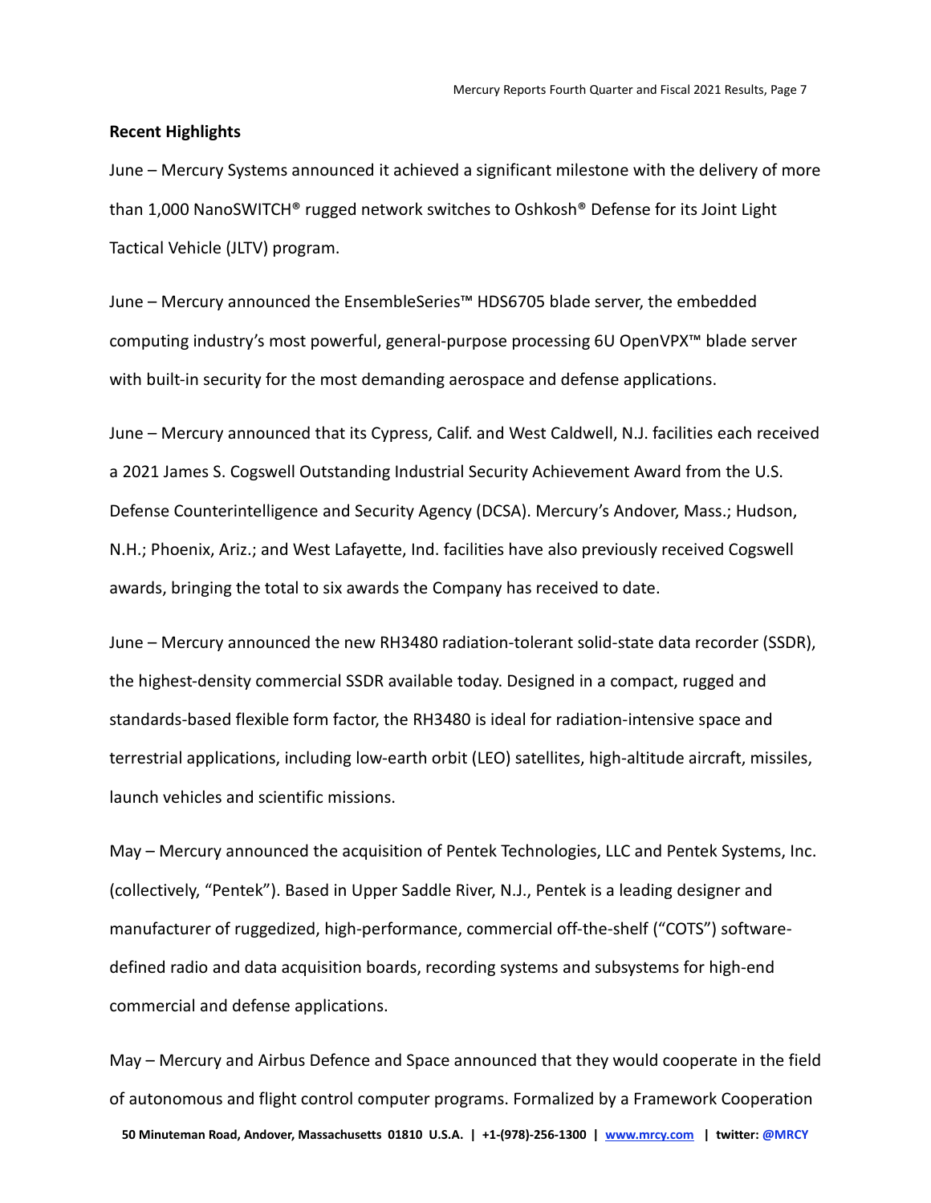**Recent Highlights**

June – Mercury Systems announced it achieved a significant milestone with the delivery of more than 1,000 NanoSWITCH® rugged network switches to Oshkosh® Defense for its Joint Light Tactical Vehicle (JLTV) program.

June – Mercury announced the EnsembleSeries™ HDS6705 blade server, the embedded computing industry's most powerful, general-purpose processing 6U OpenVPX™ blade server with built-in security for the most demanding aerospace and defense applications.

June – Mercury announced that its Cypress, Calif. and West Caldwell, N.J. facilities each received a 2021 James S. Cogswell Outstanding Industrial Security Achievement Award from the U.S. Defense Counterintelligence and Security Agency (DCSA). Mercury's Andover, Mass.; Hudson, N.H.; Phoenix, Ariz.; and West Lafayette, Ind. facilities have also previously received Cogswell awards, bringing the total to six awards the Company has received to date.

June – Mercury announced the new RH3480 radiation-tolerant solid-state data recorder (SSDR), the highest-density commercial SSDR available today. Designed in a compact, rugged and standards-based flexible form factor, the RH3480 is ideal for radiation-intensive space and terrestrial applications, including low-earth orbit (LEO) satellites, high-altitude aircraft, missiles, launch vehicles and scientific missions.

May – Mercury announced the acquisition of Pentek Technologies, LLC and Pentek Systems, Inc. (collectively, "Pentek"). Based in Upper Saddle River, N.J., Pentek is a leading designer and manufacturer of ruggedized, high-performance, commercial off-the-shelf ("COTS") software-defined radio and data acquisition boards, recording systems and subsystems for high-end commercial and defense applications.

May – Mercury and Airbus Defence and Space announced that they would cooperate in the field of autonomous and flight control computer programs. Formalized by a Framework Cooperation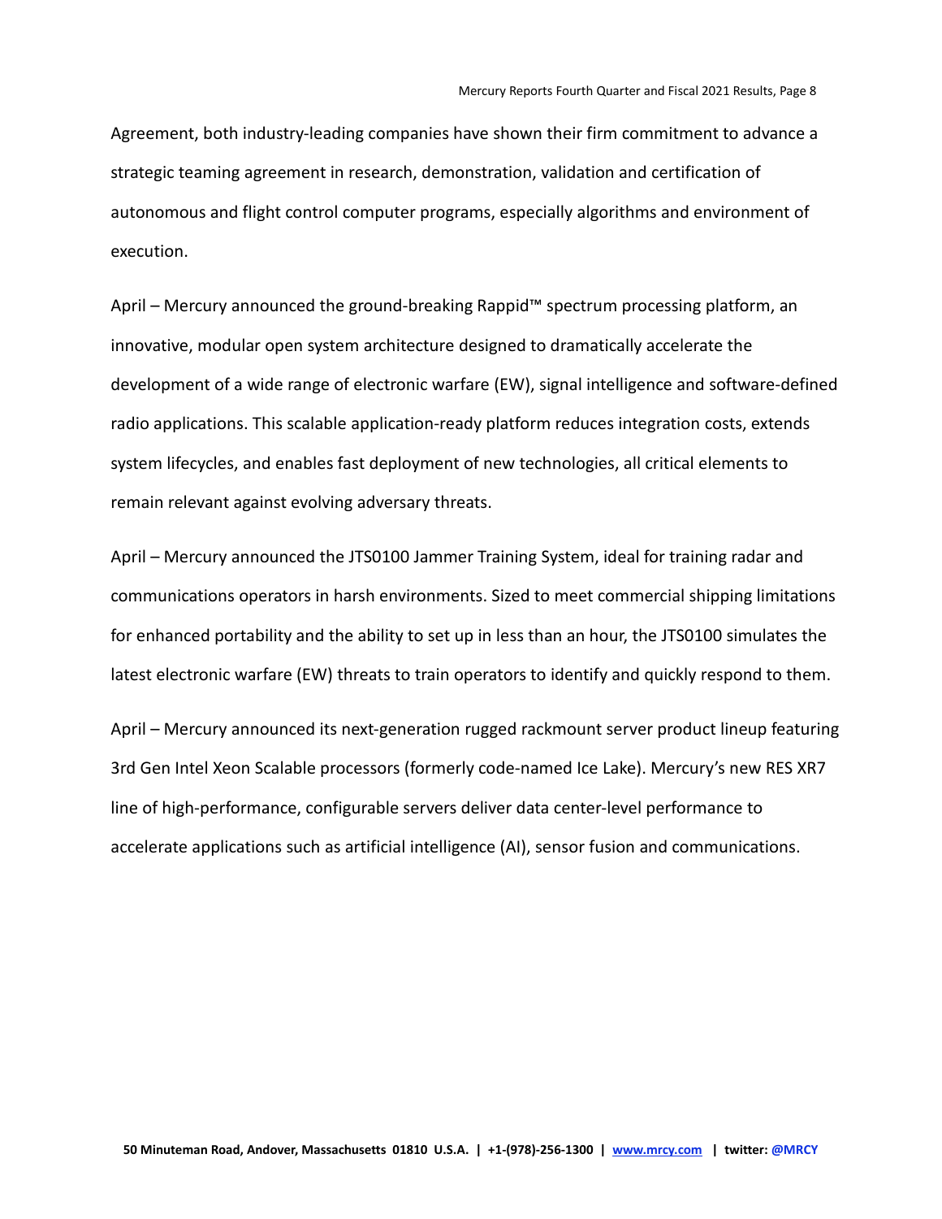Agreement, both industry-leading companies have shown their firm commitment to advance a strategic teaming agreement in research, demonstration, validation and certification of autonomous and flight control computer programs, especially algorithms and environment of execution.

April – Mercury announced the ground-breaking Rappid™ spectrum processing platform, an innovative, modular open system architecture designed to dramatically accelerate the development of a wide range of electronic warfare (EW), signal intelligence and software-defined radio applications. This scalable application-ready platform reduces integration costs, extends system lifecycles, and enables fast deployment of new technologies, all critical elements to remain relevant against evolving adversary threats.

April – Mercury announced the JTS0100 Jammer Training System, ideal for training radar and communications operators in harsh environments. Sized to meet commercial shipping limitations for enhanced portability and the ability to set up in less than an hour, the JTS0100 simulates the latest electronic warfare (EW) threats to train operators to identify and quickly respond to them.

April – Mercury announced its next-generation rugged rackmount server product lineup featuring 3rd Gen Intel Xeon Scalable processors (formerly code-named Ice Lake). Mercury's new RES XR7 line of high-performance, configurable servers deliver data center-level performance to accelerate applications such as artificial intelligence (AI), sensor fusion and communications.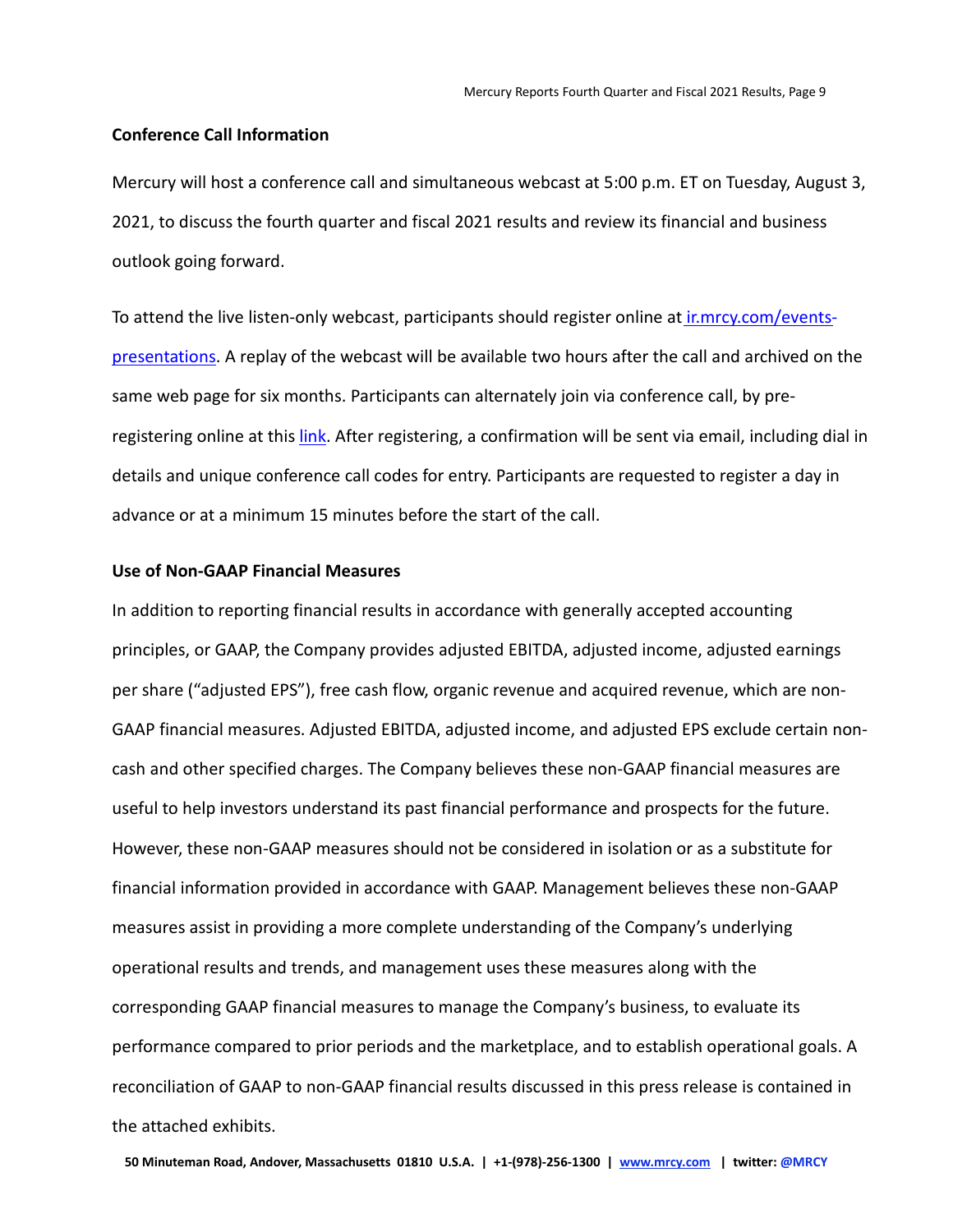**Conference Call Information**

Mercury will host a conference call and simultaneous webcast at 5:00 p.m. ET on Tuesday, August 3, 2021, to discuss the fourth quarter and fiscal 2021 results and review its financial and business outlook going forward.

To attend the live listen-only webcast, participants should register online at ir.mrcy.com/events-presentations. A replay of the webcast will be available two hours after the call and archived on the same web page for six months. Participants can alternately join via conference call, by pre-registering online at this link. After registering, a confirmation will be sent via email, including dial in details and unique conference call codes for entry. Participants are requested to register a day in advance or at a minimum 15 minutes before the start of the call.

**Use of Non-GAAP Financial Measures**

In addition to reporting financial results in accordance with generally accepted accounting principles, or GAAP, the Company provides adjusted EBITDA, adjusted income, adjusted earnings per share ("adjusted EPS"), free cash flow, organic revenue and acquired revenue, which are non-GAAP financial measures. Adjusted EBITDA, adjusted income, and adjusted EPS exclude certain non-cash and other specified charges. The Company believes these non-GAAP financial measures are useful to help investors understand its past financial performance and prospects for the future. However, these non-GAAP measures should not be considered in isolation or as a substitute for financial information provided in accordance with GAAP. Management believes these non-GAAP measures assist in providing a more complete understanding of the Company's underlying operational results and trends, and management uses these measures along with the corresponding GAAP financial measures to manage the Company's business, to evaluate its performance compared to prior periods and the marketplace, and to establish operational goals. A reconciliation of GAAP to non-GAAP financial results discussed in this press release is contained in the attached exhibits.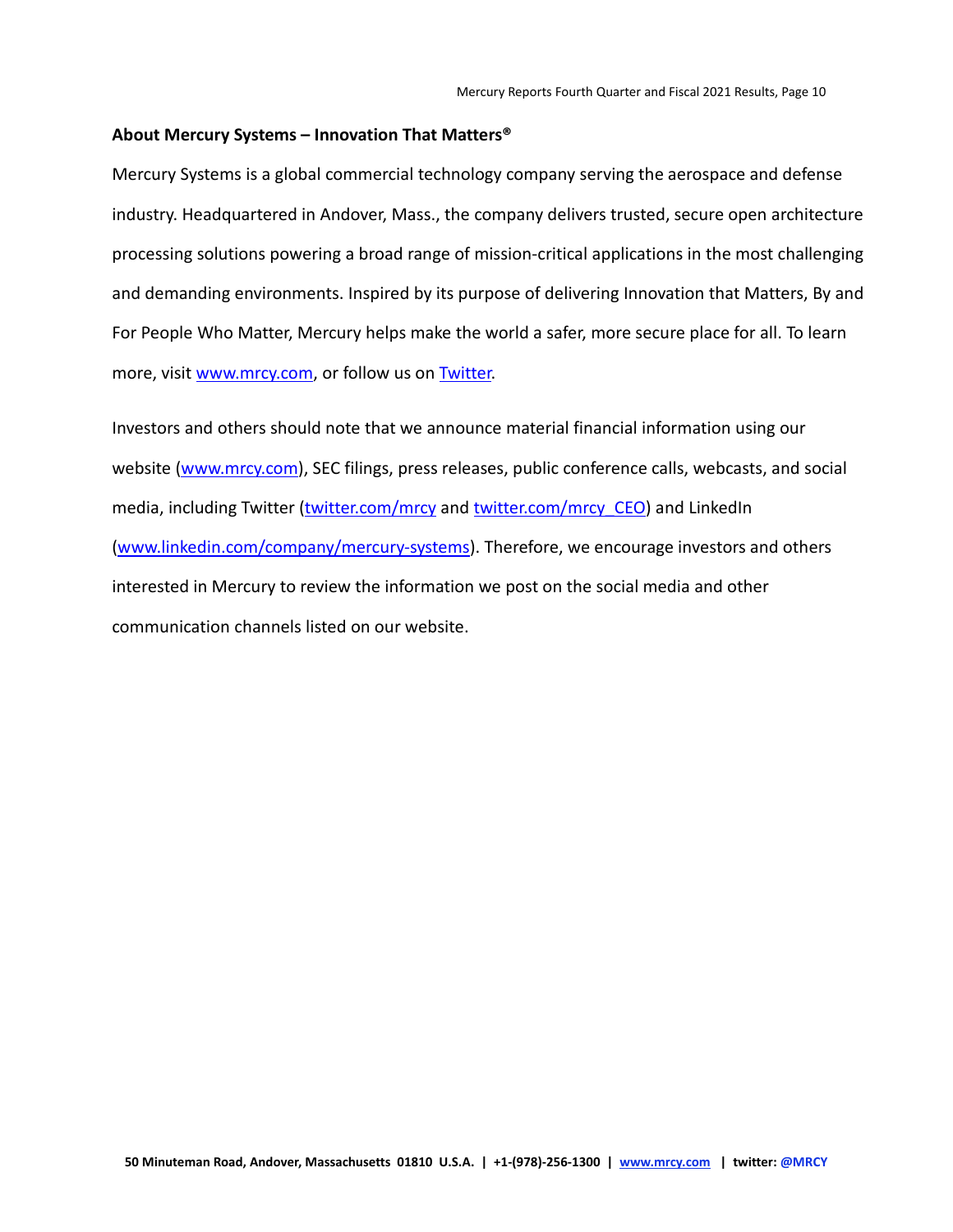**About Mercury Systems – Innovation That Matters®**

Mercury Systems is a global commercial technology company serving the aerospace and defense industry. Headquartered in Andover, Mass., the company delivers trusted, secure open architecture processing solutions powering a broad range of mission-critical applications in the most challenging and demanding environments. Inspired by its purpose of delivering Innovation that Matters, By and For People Who Matter, Mercury helps make the world a safer, more secure place for all. To learn more, visit www.mrcy.com, or follow us on Twitter.

Investors and others should note that we announce material financial information using our website (www.mrcy.com), SEC filings, press releases, public conference calls, webcasts, and social media, including Twitter (twitter.com/mrcy and twitter.com/mrcy_CEO) and LinkedIn (www.linkedin.com/company/mercury-systems). Therefore, we encourage investors and others interested in Mercury to review the information we post on the social media and other communication channels listed on our website.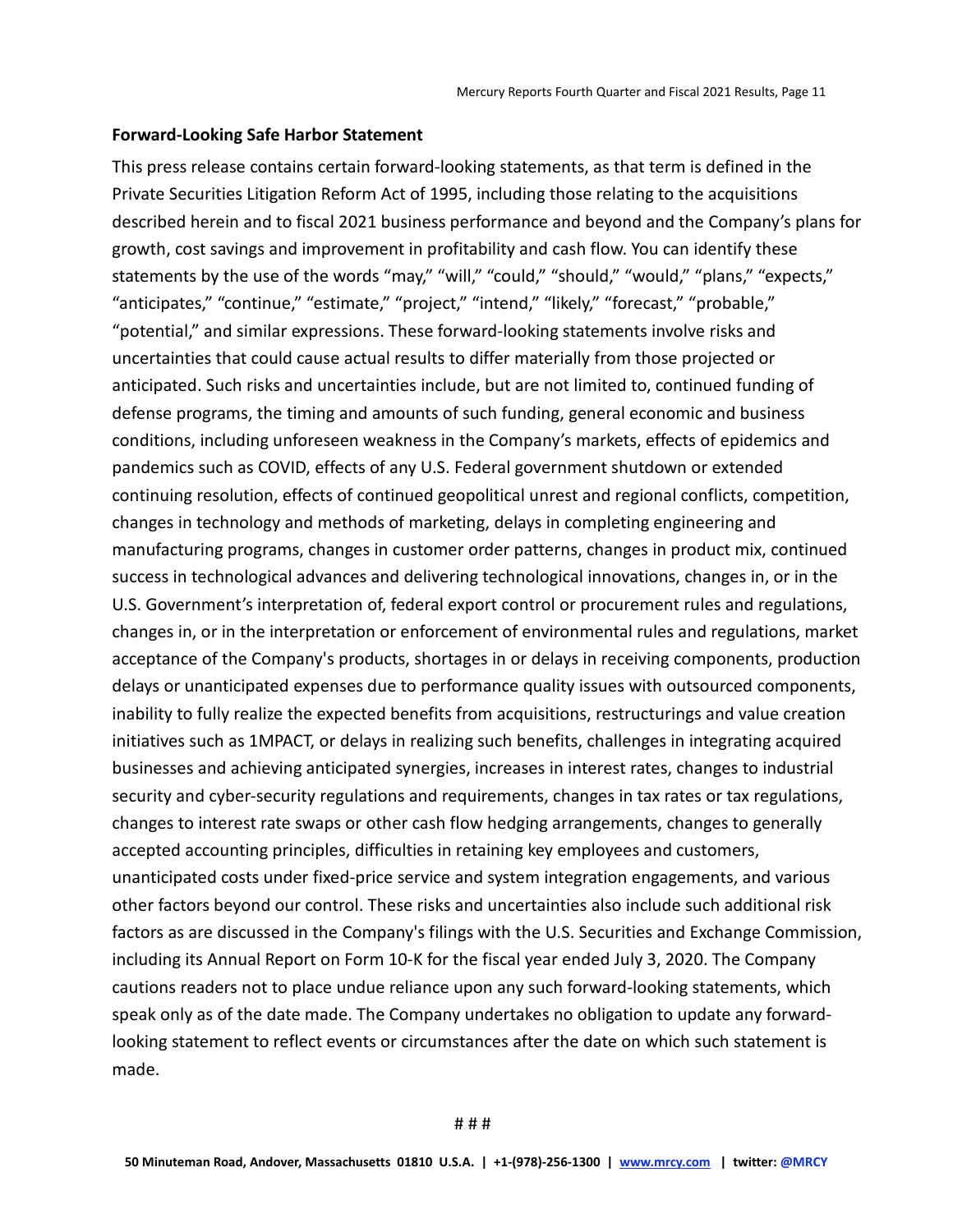**Forward-Looking Safe Harbor Statement**

This press release contains certain forward-looking statements, as that term is defined in the Private Securities Litigation Reform Act of 1995, including those relating to the acquisitions described herein and to fiscal 2021 business performance and beyond and the Company's plans for growth, cost savings and improvement in profitability and cash flow. You can identify these statements by the use of the words "may," "will," "could," "should," "would," "plans," "expects," "anticipates," "continue," "estimate," "project," "intend," "likely," "forecast," "probable," "potential," and similar expressions. These forward-looking statements involve risks and uncertainties that could cause actual results to differ materially from those projected or anticipated. Such risks and uncertainties include, but are not limited to, continued funding of defense programs, the timing and amounts of such funding, general economic and business conditions, including unforeseen weakness in the Company's markets, effects of epidemics and pandemics such as COVID, effects of any U.S. Federal government shutdown or extended continuing resolution, effects of continued geopolitical unrest and regional conflicts, competition, changes in technology and methods of marketing, delays in completing engineering and manufacturing programs, changes in customer order patterns, changes in product mix, continued success in technological advances and delivering technological innovations, changes in, or in the U.S. Government's interpretation of, federal export control or procurement rules and regulations, changes in, or in the interpretation or enforcement of environmental rules and regulations, market acceptance of the Company's products, shortages in or delays in receiving components, production delays or unanticipated expenses due to performance quality issues with outsourced components, inability to fully realize the expected benefits from acquisitions, restructurings and value creation initiatives such as 1MPACT, or delays in realizing such benefits, challenges in integrating acquired businesses and achieving anticipated synergies, increases in interest rates, changes to industrial security and cyber-security regulations and requirements, changes in tax rates or tax regulations, changes to interest rate swaps or other cash flow hedging arrangements, changes to generally accepted accounting principles, difficulties in retaining key employees and customers, unanticipated costs under fixed-price service and system integration engagements, and various other factors beyond our control. These risks and uncertainties also include such additional risk factors as are discussed in the Company's filings with the U.S. Securities and Exchange Commission, including its Annual Report on Form 10-K for the fiscal year ended July 3, 2020. The Company cautions readers not to place undue reliance upon any such forward-looking statements, which speak only as of the date made. The Company undertakes no obligation to update any forward-looking statement to reflect events or circumstances after the date on which such statement is made.

# # #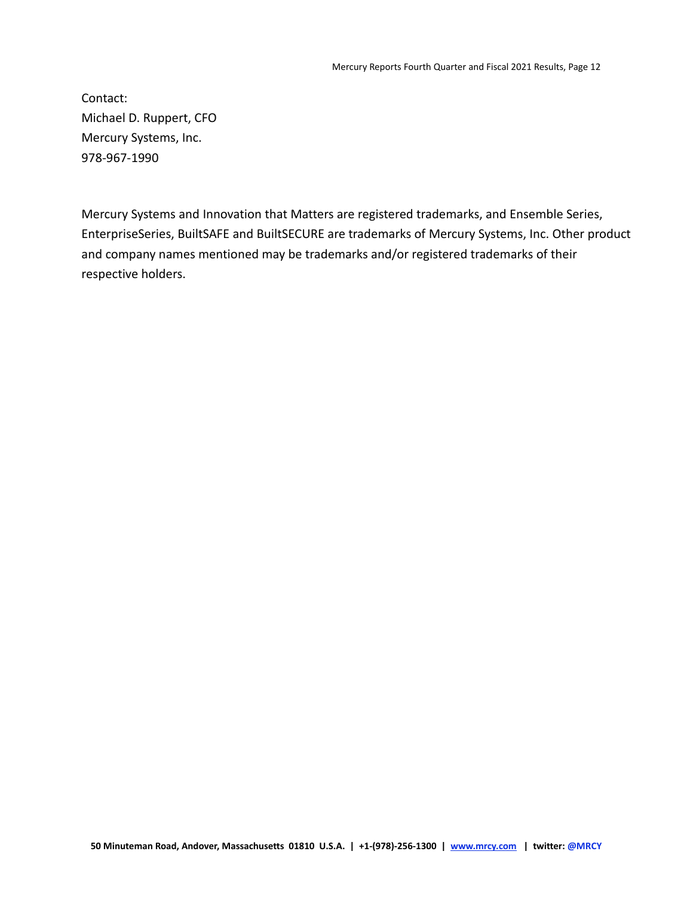Contact:
Michael D. Ruppert, CFO
Mercury Systems, Inc.
978-967-1990

Mercury Systems and Innovation that Matters are registered trademarks, and Ensemble Series, EnterpriseSeries, BuiltSAFE and BuiltSECURE are trademarks of Mercury Systems, Inc. Other product and company names mentioned may be trademarks and/or registered trademarks of their respective holders.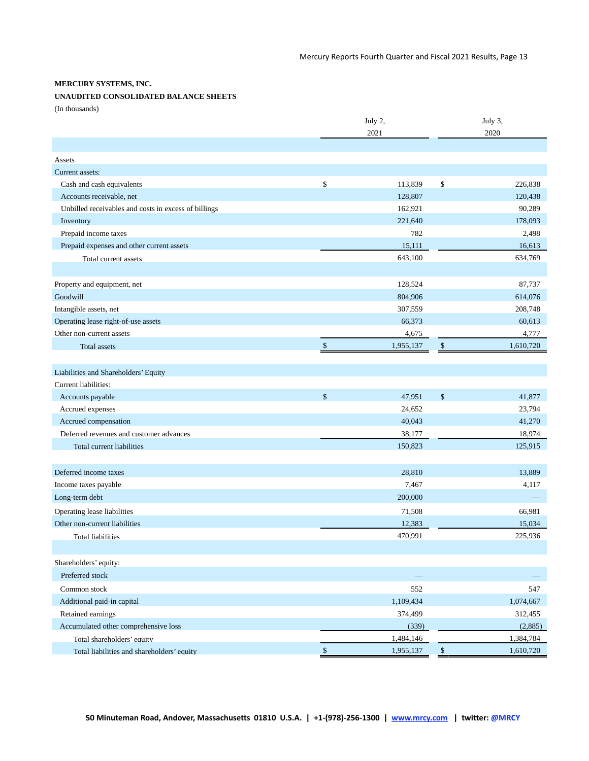**MERCURY SYSTEMS, INC.**

**UNAUDITED CONSOLIDATED BALANCE SHEETS**

(In thousands)

| | July 2, 2021 | July 3, 2020 |
|---|---|---|
| Assets | | |
| Current assets: | | |
| Cash and cash equivalents | $ 113,839 | $ 226,838 |
| Accounts receivable, net | 128,807 | 120,438 |
| Unbilled receivables and costs in excess of billings | 162,921 | 90,289 |
| Inventory | 221,640 | 178,093 |
| Prepaid income taxes | 782 | 2,498 |
| Prepaid expenses and other current assets | 15,111 | 16,613 |
| Total current assets | 643,100 | 634,769 |
| | | |
| Property and equipment, net | 128,524 | 87,737 |
| Goodwill | 804,906 | 614,076 |
| Intangible assets, net | 307,559 | 208,748 |
| Operating lease right-of-use assets | 66,373 | 60,613 |
| Other non-current assets | 4,675 | 4,777 |
| Total assets | $ 1,955,137 | $ 1,610,720 |
| | | |
| Liabilities and Shareholders' Equity | | |
| Current liabilities: | | |
| Accounts payable | $ 47,951 | $ 41,877 |
| Accrued expenses | 24,652 | 23,794 |
| Accrued compensation | 40,043 | 41,270 |
| Deferred revenues and customer advances | 38,177 | 18,974 |
| Total current liabilities | 150,823 | 125,915 |
| | | |
| Deferred income taxes | 28,810 | 13,889 |
| Income taxes payable | 7,467 | 4,117 |
| Long-term debt | 200,000 | — |
| Operating lease liabilities | 71,508 | 66,981 |
| Other non-current liabilities | 12,383 | 15,034 |
| Total liabilities | 470,991 | 225,936 |
| | | |
| Shareholders' equity: | | |
| Preferred stock | — | — |
| Common stock | 552 | 547 |
| Additional paid-in capital | 1,109,434 | 1,074,667 |
| Retained earnings | 374,499 | 312,455 |
| Accumulated other comprehensive loss | (339) | (2,885) |
| Total shareholders' equity | 1,484,146 | 1,384,784 |
| Total liabilities and shareholders' equity | $ 1,955,137 | $ 1,610,720 |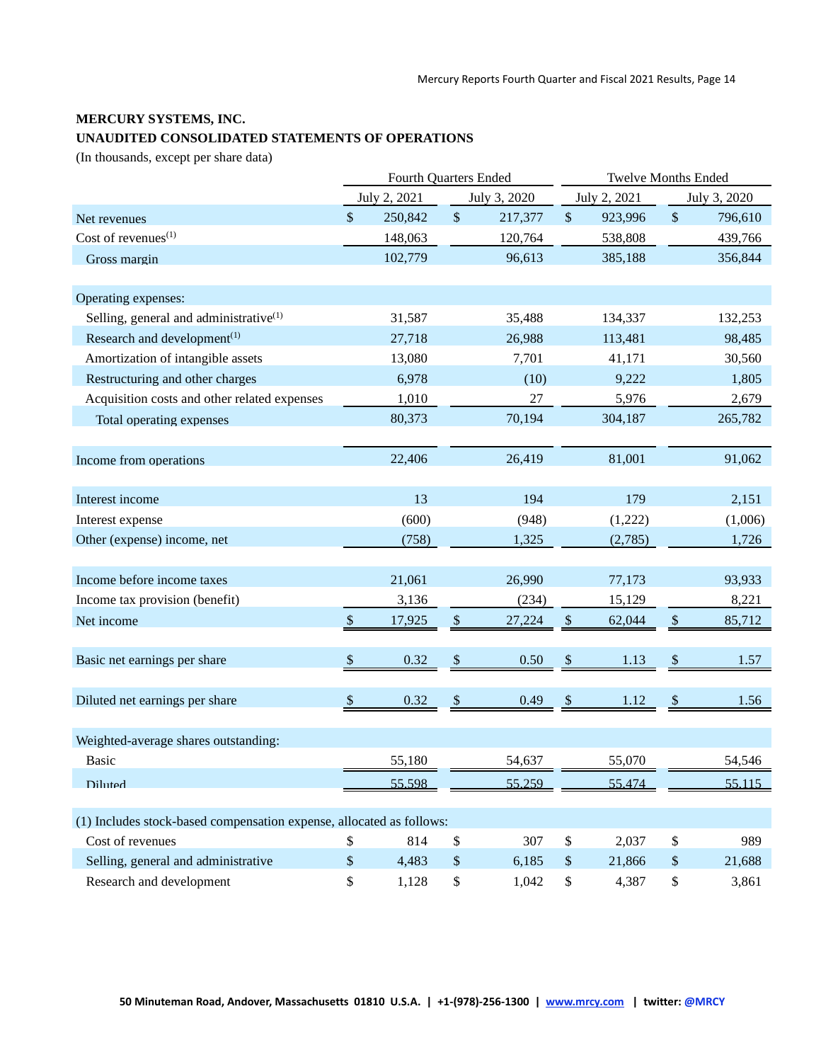**MERCURY SYSTEMS, INC.**

**UNAUDITED CONSOLIDATED STATEMENTS OF OPERATIONS**

(In thousands, except per share data)

| | Fourth Quarters Ended | | Twelve Months Ended | |
|---|---|---|---|---|
| | July 2, 2021 | July 3, 2020 | July 2, 2021 | July 3, 2020 |
| Net revenues | $ 250,842 | $ 217,377 | $ 923,996 | $ 796,610 |
| Cost of revenues[1] | 148,063 | 120,764 | 538,808 | 439,766 |
| Gross margin | 102,779 | 96,613 | 385,188 | 356,844 |
| | | | | |
| Operating expenses: | | | | |
| Selling, general and administrative[1] | 31,587 | 35,488 | 134,337 | 132,253 |
| Research and development[1] | 27,718 | 26,988 | 113,481 | 98,485 |
| Amortization of intangible assets | 13,080 | 7,701 | 41,171 | 30,560 |
| Restructuring and other charges | 6,978 | (10) | 9,222 | 1,805 |
| Acquisition costs and other related expenses | 1,010 | 27 | 5,976 | 2,679 |
| Total operating expenses | 80,373 | 70,194 | 304,187 | 265,782 |
| | | | | |
| Income from operations | 22,406 | 26,419 | 81,001 | 91,062 |
| | | | | |
| Interest income | 13 | 194 | 179 | 2,151 |
| Interest expense | (600) | (948) | (1,222) | (1,006) |
| Other (expense) income, net | (758) | 1,325 | (2,785) | 1,726 |
| | | | | |
| Income before income taxes | 21,061 | 26,990 | 77,173 | 93,933 |
| Income tax provision (benefit) | 3,136 | (234) | 15,129 | 8,221 |
| Net income | $ 17,925 | $ 27,224 | $ 62,044 | $ 85,712 |
| | | | | |
| Basic net earnings per share | $ 0.32 | $ 0.50 | $ 1.13 | $ 1.57 |
| | | | | |
| Diluted net earnings per share | $ 0.32 | $ 0.49 | $ 1.12 | $ 1.56 |
| | | | | |
| Weighted-average shares outstanding: | | | | |
| Basic | 55,180 | 54,637 | 55,070 | 54,546 |
| Diluted | 55,598 | 55,259 | 55,474 | 55,115 |
| | | | | |
| (1) Includes stock-based compensation expense, allocated as follows: | | | | |
| Cost of revenues | $ 814 | $ 307 | $ 2,037 | $ 989 |
| Selling, general and administrative | $ 4,483 | $ 6,185 | $ 21,866 | $ 21,688 |
| Research and development | $ 1,128 | $ 1,042 | $ 4,387 | $ 3,861 |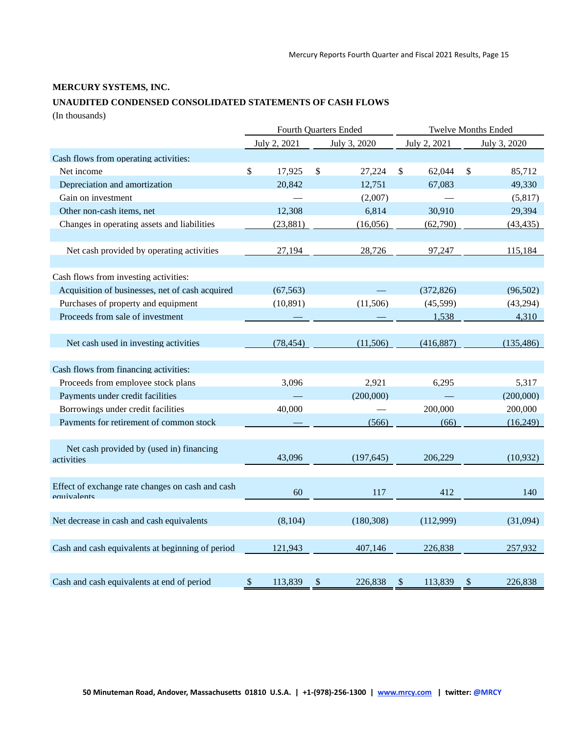**MERCURY SYSTEMS, INC.**

**UNAUDITED CONDENSED CONSOLIDATED STATEMENTS OF CASH FLOWS**

(In thousands)

| | Fourth Quarters Ended | | Twelve Months Ended | |
|---|---|---|---|---|
| | July 2, 2021 | July 3, 2020 | July 2, 2021 | July 3, 2020 |
| Cash flows from operating activities: | | | | |
| Net income | $ 17,925 | $ 27,224 | $ 62,044 | $ 85,712 |
| Depreciation and amortization | 20,842 | 12,751 | 67,083 | 49,330 |
| Gain on investment | — | (2,007) | — | (5,817) |
| Other non-cash items, net | 12,308 | 6,814 | 30,910 | 29,394 |
| Changes in operating assets and liabilities | (23,881) | (16,056) | (62,790) | (43,435) |
| Net cash provided by operating activities | 27,194 | 28,726 | 97,247 | 115,184 |
| Cash flows from investing activities: | | | | |
| Acquisition of businesses, net of cash acquired | (67,563) | — | (372,826) | (96,502) |
| Purchases of property and equipment | (10,891) | (11,506) | (45,599) | (43,294) |
| Proceeds from sale of investment | — | — | 1,538 | 4,310 |
| Net cash used in investing activities | (78,454) | (11,506) | (416,887) | (135,486) |
| Cash flows from financing activities: | | | | |
| Proceeds from employee stock plans | 3,096 | 2,921 | 6,295 | 5,317 |
| Payments under credit facilities | — | (200,000) | — | (200,000) |
| Borrowings under credit facilities | 40,000 | — | 200,000 | 200,000 |
| Payments for retirement of common stock | — | (566) | (66) | (16,249) |
| Net cash provided by (used in) financing activities | 43,096 | (197,645) | 206,229 | (10,932) |
| Effect of exchange rate changes on cash and cash equivalents | 60 | 117 | 412 | 140 |
| Net decrease in cash and cash equivalents | (8,104) | (180,308) | (112,999) | (31,094) |
| Cash and cash equivalents at beginning of period | 121,943 | 407,146 | 226,838 | 257,932 |
| Cash and cash equivalents at end of period | $ 113,839 | $ 226,838 | $ 113,839 | $ 226,838 |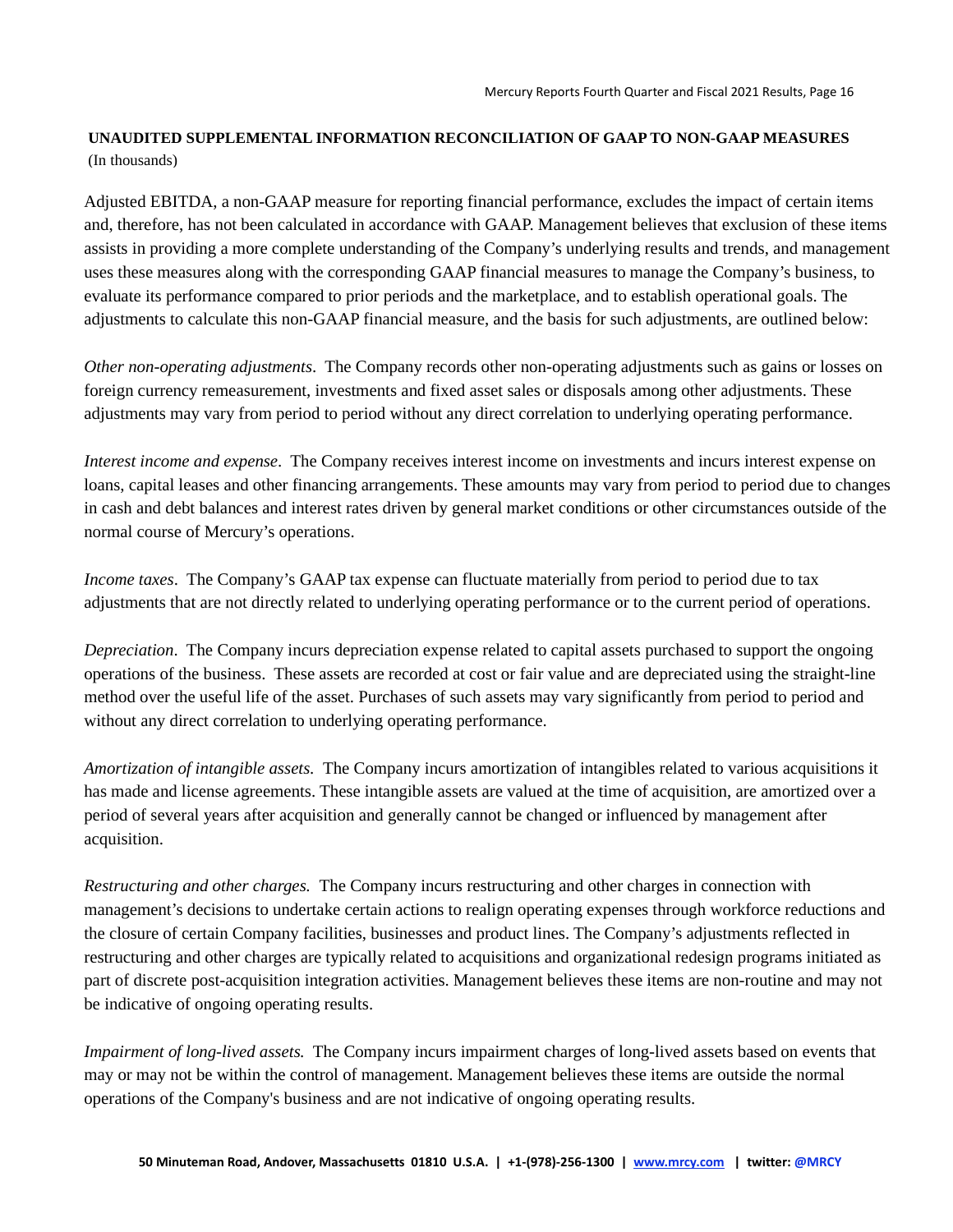**UNAUDITED SUPPLEMENTAL INFORMATION RECONCILIATION OF GAAP TO NON-GAAP MEASURES**
(In thousands)

Adjusted EBITDA, a non-GAAP measure for reporting financial performance, excludes the impact of certain items and, therefore, has not been calculated in accordance with GAAP. Management believes that exclusion of these items assists in providing a more complete understanding of the Company's underlying results and trends, and management uses these measures along with the corresponding GAAP financial measures to manage the Company's business, to evaluate its performance compared to prior periods and the marketplace, and to establish operational goals. The adjustments to calculate this non-GAAP financial measure, and the basis for such adjustments, are outlined below:

*Other non-operating adjustments*. The Company records other non-operating adjustments such as gains or losses on foreign currency remeasurement, investments and fixed asset sales or disposals among other adjustments. These adjustments may vary from period to period without any direct correlation to underlying operating performance.

*Interest income and expense*. The Company receives interest income on investments and incurs interest expense on loans, capital leases and other financing arrangements. These amounts may vary from period to period due to changes in cash and debt balances and interest rates driven by general market conditions or other circumstances outside of the normal course of Mercury's operations.

*Income taxes*. The Company's GAAP tax expense can fluctuate materially from period to period due to tax adjustments that are not directly related to underlying operating performance or to the current period of operations.

*Depreciation*. The Company incurs depreciation expense related to capital assets purchased to support the ongoing operations of the business. These assets are recorded at cost or fair value and are depreciated using the straight-line method over the useful life of the asset. Purchases of such assets may vary significantly from period to period and without any direct correlation to underlying operating performance.

*Amortization of intangible assets*. The Company incurs amortization of intangibles related to various acquisitions it has made and license agreements. These intangible assets are valued at the time of acquisition, are amortized over a period of several years after acquisition and generally cannot be changed or influenced by management after acquisition.

*Restructuring and other charges.* The Company incurs restructuring and other charges in connection with management's decisions to undertake certain actions to realign operating expenses through workforce reductions and the closure of certain Company facilities, businesses and product lines. The Company's adjustments reflected in restructuring and other charges are typically related to acquisitions and organizational redesign programs initiated as part of discrete post-acquisition integration activities. Management believes these items are non-routine and may not be indicative of ongoing operating results.

*Impairment of long-lived assets.* The Company incurs impairment charges of long-lived assets based on events that may or may not be within the control of management. Management believes these items are outside the normal operations of the Company's business and are not indicative of ongoing operating results.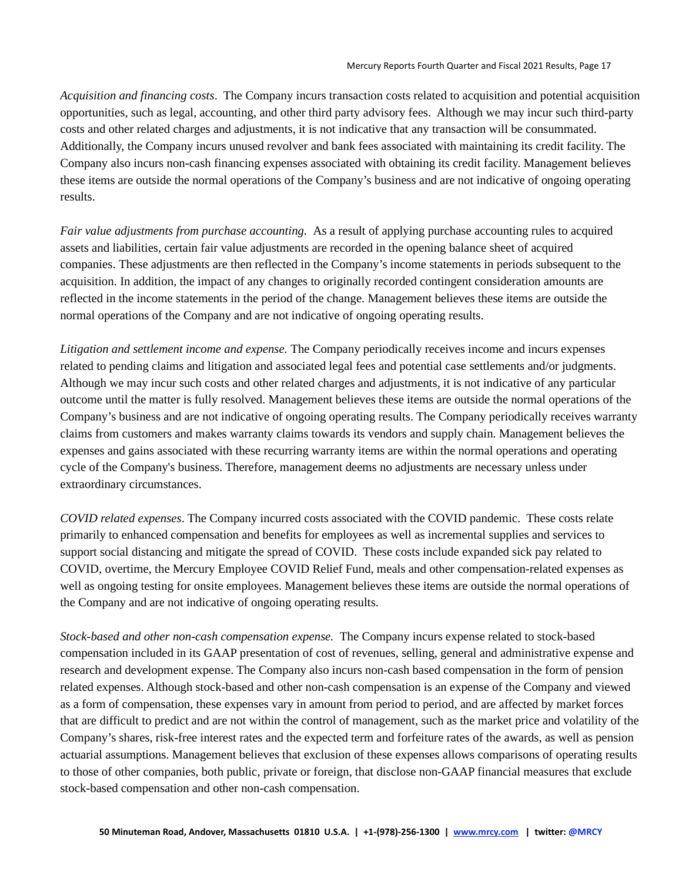*Acquisition and financing costs*. The Company incurs transaction costs related to acquisition and potential acquisition opportunities, such as legal, accounting, and other third party advisory fees. Although we may incur such third-party costs and other related charges and adjustments, it is not indicative that any transaction will be consummated. Additionally, the Company incurs unused revolver and bank fees associated with maintaining its credit facility. The Company also incurs non-cash financing expenses associated with obtaining its credit facility. Management believes these items are outside the normal operations of the Company's business and are not indicative of ongoing operating results.

*Fair value adjustments from purchase accounting.* As a result of applying purchase accounting rules to acquired assets and liabilities, certain fair value adjustments are recorded in the opening balance sheet of acquired companies. These adjustments are then reflected in the Company's income statements in periods subsequent to the acquisition. In addition, the impact of any changes to originally recorded contingent consideration amounts are reflected in the income statements in the period of the change. Management believes these items are outside the normal operations of the Company and are not indicative of ongoing operating results.

*Litigation and settlement income and expense.* The Company periodically receives income and incurs expenses related to pending claims and litigation and associated legal fees and potential case settlements and/or judgments. Although we may incur such costs and other related charges and adjustments, it is not indicative of any particular outcome until the matter is fully resolved. Management believes these items are outside the normal operations of the Company's business and are not indicative of ongoing operating results. The Company periodically receives warranty claims from customers and makes warranty claims towards its vendors and supply chain. Management believes the expenses and gains associated with these recurring warranty items are within the normal operations and operating cycle of the Company's business. Therefore, management deems no adjustments are necessary unless under extraordinary circumstances.

*COVID related expenses*. The Company incurred costs associated with the COVID pandemic. These costs relate primarily to enhanced compensation and benefits for employees as well as incremental supplies and services to support social distancing and mitigate the spread of COVID. These costs include expanded sick pay related to COVID, overtime, the Mercury Employee COVID Relief Fund, meals and other compensation-related expenses as well as ongoing testing for onsite employees. Management believes these items are outside the normal operations of the Company and are not indicative of ongoing operating results.

*Stock-based and other non-cash compensation expense.* The Company incurs expense related to stock-based compensation included in its GAAP presentation of cost of revenues, selling, general and administrative expense and research and development expense. The Company also incurs non-cash based compensation in the form of pension related expenses. Although stock-based and other non-cash compensation is an expense of the Company and viewed as a form of compensation, these expenses vary in amount from period to period, and are affected by market forces that are difficult to predict and are not within the control of management, such as the market price and volatility of the Company's shares, risk-free interest rates and the expected term and forfeiture rates of the awards, as well as pension actuarial assumptions. Management believes that exclusion of these expenses allows comparisons of operating results to those of other companies, both public, private or foreign, that disclose non-GAAP financial measures that exclude stock-based compensation and other non-cash compensation.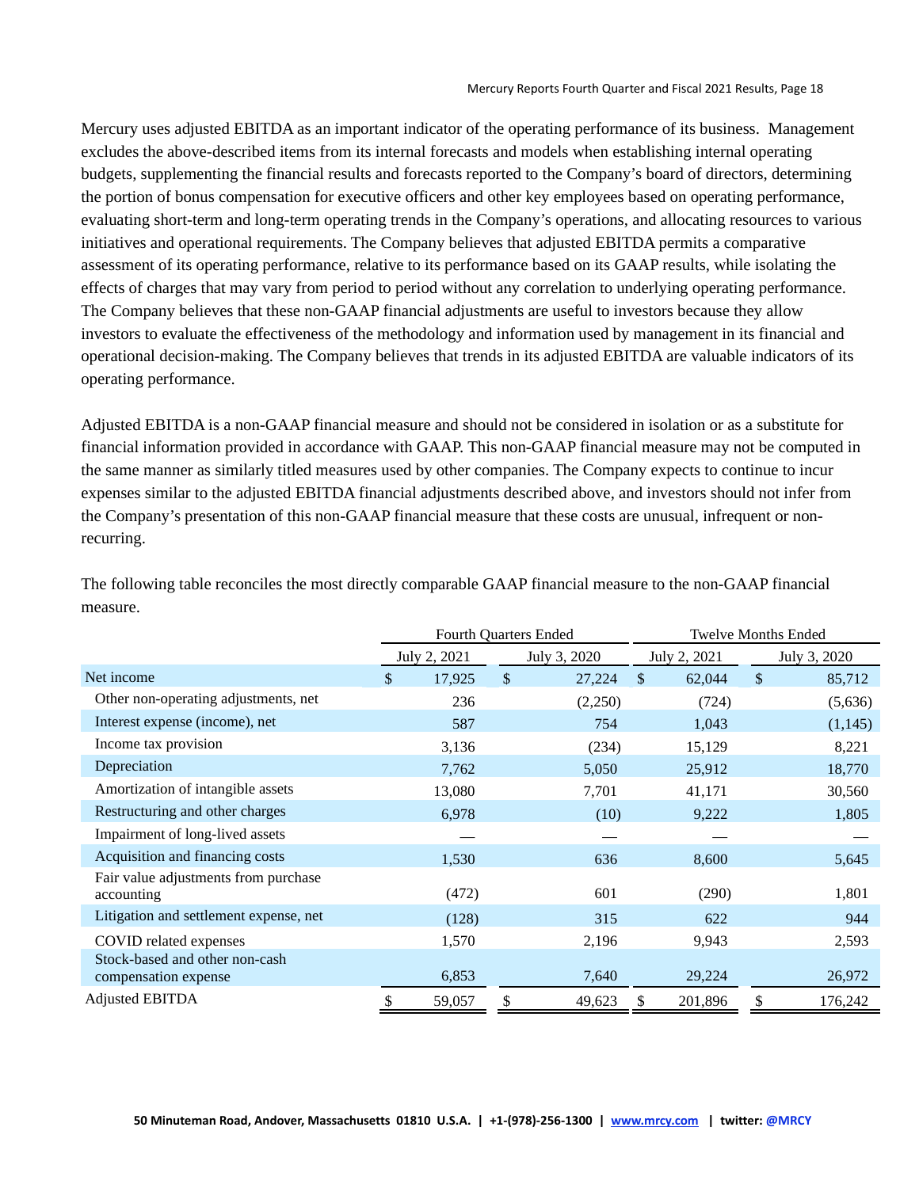Mercury uses adjusted EBITDA as an important indicator of the operating performance of its business. Management excludes the above-described items from its internal forecasts and models when establishing internal operating budgets, supplementing the financial results and forecasts reported to the Company's board of directors, determining the portion of bonus compensation for executive officers and other key employees based on operating performance, evaluating short-term and long-term operating trends in the Company's operations, and allocating resources to various initiatives and operational requirements. The Company believes that adjusted EBITDA permits a comparative assessment of its operating performance, relative to its performance based on its GAAP results, while isolating the effects of charges that may vary from period to period without any correlation to underlying operating performance. The Company believes that these non-GAAP financial adjustments are useful to investors because they allow investors to evaluate the effectiveness of the methodology and information used by management in its financial and operational decision-making. The Company believes that trends in its adjusted EBITDA are valuable indicators of its operating performance.

Adjusted EBITDA is a non-GAAP financial measure and should not be considered in isolation or as a substitute for financial information provided in accordance with GAAP. This non-GAAP financial measure may not be computed in the same manner as similarly titled measures used by other companies. The Company expects to continue to incur expenses similar to the adjusted EBITDA financial adjustments described above, and investors should not infer from the Company's presentation of this non-GAAP financial measure that these costs are unusual, infrequent or non-recurring.

The following table reconciles the most directly comparable GAAP financial measure to the non-GAAP financial measure.

| | Fourth Quarters Ended | | Twelve Months Ended | |
|---|---|---|---|---|
| | July 2, 2021 | July 3, 2020 | July 2, 2021 | July 3, 2020 |
| Net income | $ 17,925 | $ 27,224 | $ 62,044 | $ 85,712 |
| Other non-operating adjustments, net | 236 | (2,250) | (724) | (5,636) |
| Interest expense (income), net | 587 | 754 | 1,043 | (1,145) |
| Income tax provision | 3,136 | (234) | 15,129 | 8,221 |
| Depreciation | 7,762 | 5,050 | 25,912 | 18,770 |
| Amortization of intangible assets | 13,080 | 7,701 | 41,171 | 30,560 |
| Restructuring and other charges | 6,978 | (10) | 9,222 | 1,805 |
| Impairment of long-lived assets | — | — | — | — |
| Acquisition and financing costs | 1,530 | 636 | 8,600 | 5,645 |
| Fair value adjustments from purchase accounting | (472) | 601 | (290) | 1,801 |
| Litigation and settlement expense, net | (128) | 315 | 622 | 944 |
| COVID related expenses | 1,570 | 2,196 | 9,943 | 2,593 |
| Stock-based and other non-cash compensation expense | 6,853 | 7,640 | 29,224 | 26,972 |
| Adjusted EBITDA | $ 59,057 | $ 49,623 | $ 201,896 | $ 176,242 |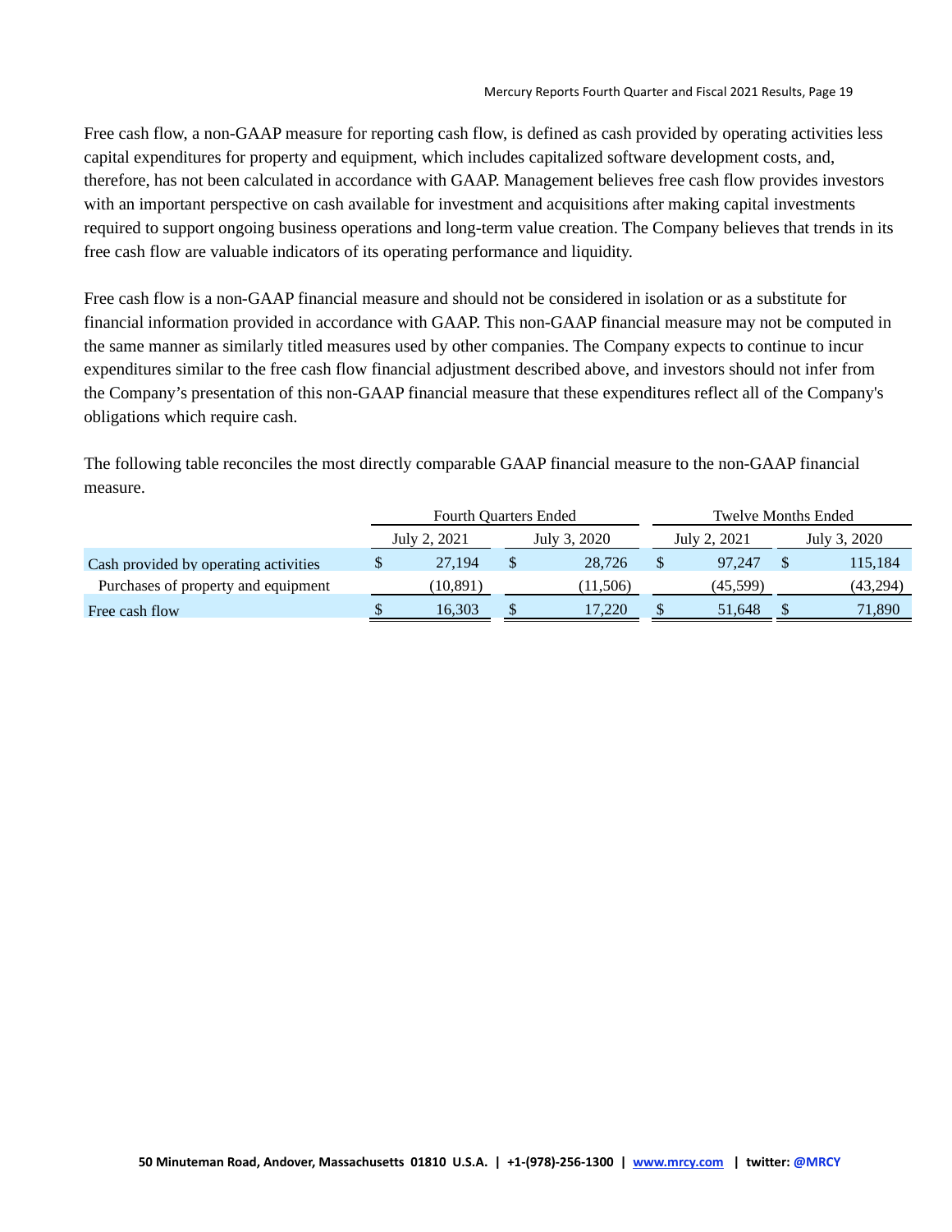Free cash flow, a non-GAAP measure for reporting cash flow, is defined as cash provided by operating activities less capital expenditures for property and equipment, which includes capitalized software development costs, and, therefore, has not been calculated in accordance with GAAP. Management believes free cash flow provides investors with an important perspective on cash available for investment and acquisitions after making capital investments required to support ongoing business operations and long-term value creation. The Company believes that trends in its free cash flow are valuable indicators of its operating performance and liquidity.

Free cash flow is a non-GAAP financial measure and should not be considered in isolation or as a substitute for financial information provided in accordance with GAAP. This non-GAAP financial measure may not be computed in the same manner as similarly titled measures used by other companies. The Company expects to continue to incur expenditures similar to the free cash flow financial adjustment described above, and investors should not infer from the Company's presentation of this non-GAAP financial measure that these expenditures reflect all of the Company's obligations which require cash.

The following table reconciles the most directly comparable GAAP financial measure to the non-GAAP financial measure.

| | Fourth Quarters Ended | | Twelve Months Ended | |
|---|---|---|---|---|
| | July 2, 2021 | July 3, 2020 | July 2, 2021 | July 3, 2020 |
| Cash provided by operating activities | $ 27,194 | $ 28,726 | $ 97,247 | $ 115,184 |
| Purchases of property and equipment | (10,891) | (11,506) | (45,599) | (43,294) |
| Free cash flow | $ 16,303 | $ 17,220 | $ 51,648 | $ 71,890 |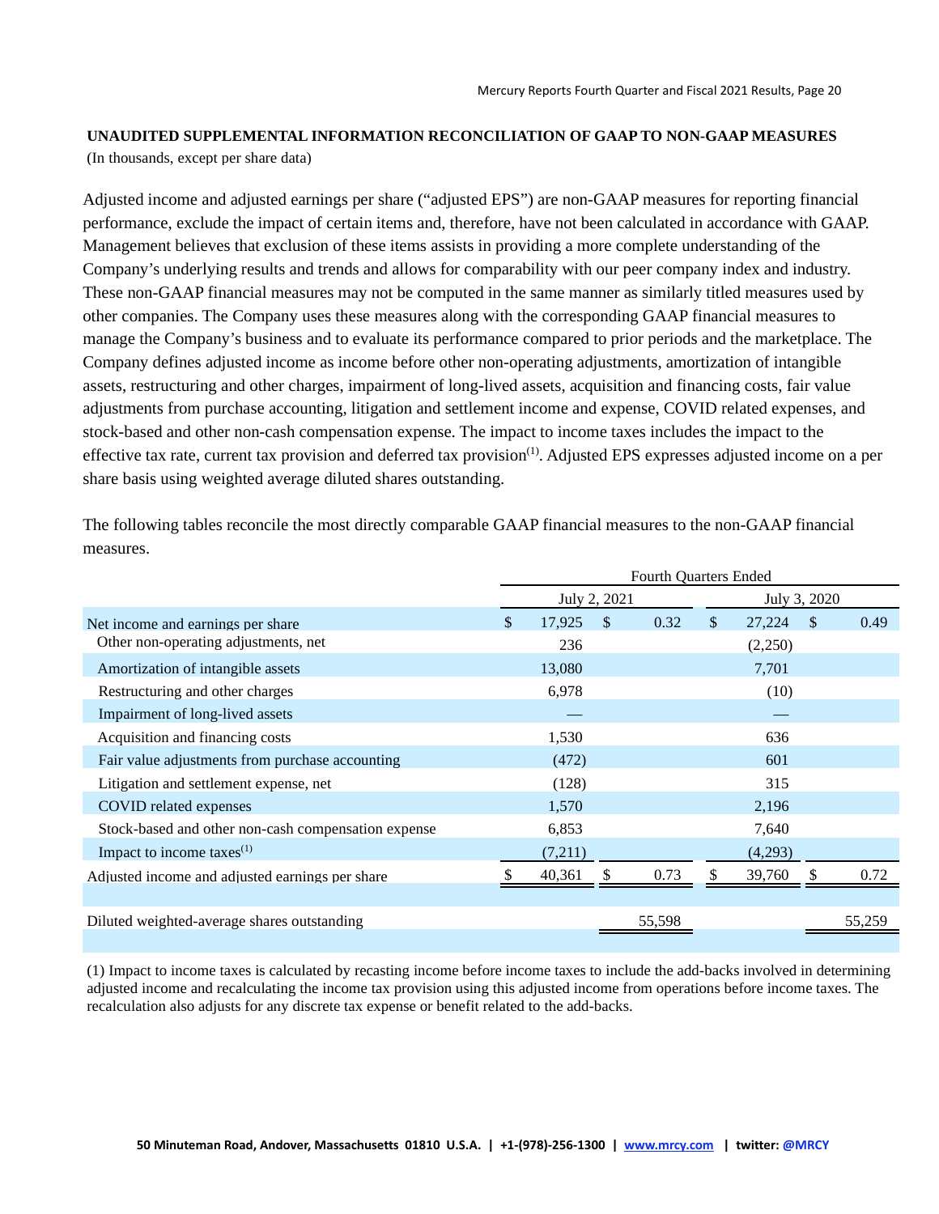**UNAUDITED SUPPLEMENTAL INFORMATION RECONCILIATION OF GAAP TO NON-GAAP MEASURES**
(In thousands, except per share data)

Adjusted income and adjusted earnings per share ("adjusted EPS") are non-GAAP measures for reporting financial performance, exclude the impact of certain items and, therefore, have not been calculated in accordance with GAAP. Management believes that exclusion of these items assists in providing a more complete understanding of the Company's underlying results and trends and allows for comparability with our peer company index and industry. These non-GAAP financial measures may not be computed in the same manner as similarly titled measures used by other companies. The Company uses these measures along with the corresponding GAAP financial measures to manage the Company's business and to evaluate its performance compared to prior periods and the marketplace. The Company defines adjusted income as income before other non-operating adjustments, amortization of intangible assets, restructuring and other charges, impairment of long-lived assets, acquisition and financing costs, fair value adjustments from purchase accounting, litigation and settlement income and expense, COVID related expenses, and stock-based and other non-cash compensation expense. The impact to income taxes includes the impact to the effective tax rate, current tax provision and deferred tax provision[1]. Adjusted EPS expresses adjusted income on a per share basis using weighted average diluted shares outstanding.

The following tables reconcile the most directly comparable GAAP financial measures to the non-GAAP financial measures.

| | Fourth Quarters Ended | | | |
|---|---|---|---|---|
| | July 2, 2021 | | July 3, 2020 | |
| Net income and earnings per share | $ 17,925 | $ 0.32 | $ 27,224 | $ 0.49 |
| Other non-operating adjustments, net | 236 | | (2,250) | |
| Amortization of intangible assets | 13,080 | | 7,701 | |
| Restructuring and other charges | 6,978 | | (10) | |
| Impairment of long-lived assets | — | | — | |
| Acquisition and financing costs | 1,530 | | 636 | |
| Fair value adjustments from purchase accounting | (472) | | 601 | |
| Litigation and settlement expense, net | (128) | | 315 | |
| COVID related expenses | 1,570 | | 2,196 | |
| Stock-based and other non-cash compensation expense | 6,853 | | 7,640 | |
| Impact to income taxes[1] | (7,211) | | (4,293) | |
| Adjusted income and adjusted earnings per share | $ 40,361 | $ 0.73 | $ 39,760 | $ 0.72 |
| | | | | |
| Diluted weighted-average shares outstanding | | 55,598 | | 55,259 |

(1) Impact to income taxes is calculated by recasting income before income taxes to include the add-backs involved in determining adjusted income and recalculating the income tax provision using this adjusted income from operations before income taxes. The recalculation also adjusts for any discrete tax expense or benefit related to the add-backs.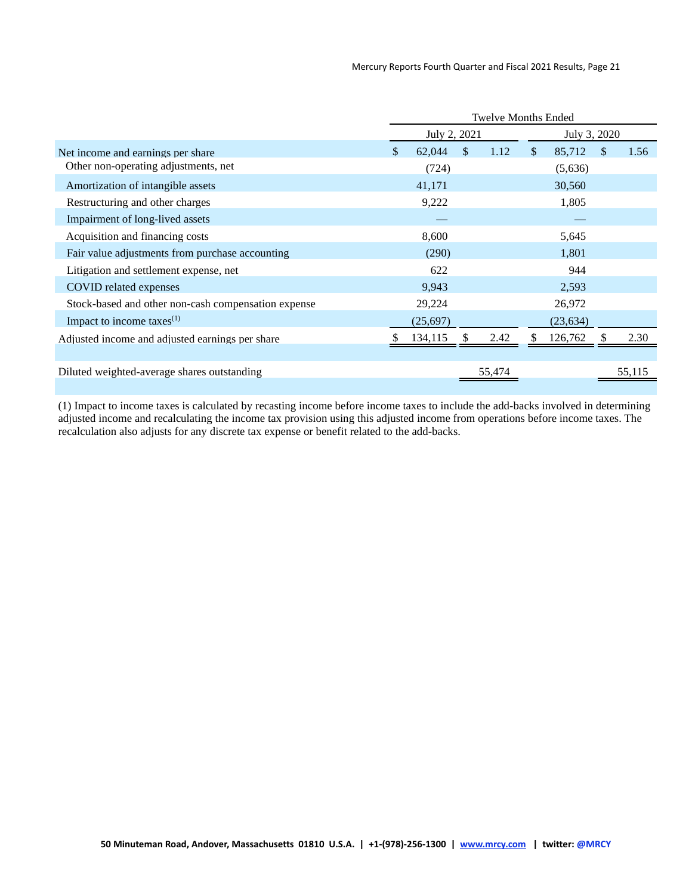| | Twelve Months Ended | | | |
|---|---|---|---|---|
| | July 2, 2021 | | July 3, 2020 | |
| Net income and earnings per share | $ 62,044 | $ 1.12 | $ 85,712 | $ 1.56 |
| Other non-operating adjustments, net | (724) | | (5,636) | |
| Amortization of intangible assets | 41,171 | | 30,560 | |
| Restructuring and other charges | 9,222 | | 1,805 | |
| Impairment of long-lived assets | — | | — | |
| Acquisition and financing costs | 8,600 | | 5,645 | |
| Fair value adjustments from purchase accounting | (290) | | 1,801 | |
| Litigation and settlement expense, net | 622 | | 944 | |
| COVID related expenses | 9,943 | | 2,593 | |
| Stock-based and other non-cash compensation expense | 29,224 | | 26,972 | |
| Impact to income taxes[1] | (25,697) | | (23,634) | |
| Adjusted income and adjusted earnings per share | $ 134,115 | $ 2.42 | $ 126,762 | $ 2.30 |
| | | | | |
| Diluted weighted-average shares outstanding | | 55,474 | | 55,115 |

(1) Impact to income taxes is calculated by recasting income before income taxes to include the add-backs involved in determining adjusted income and recalculating the income tax provision using this adjusted income from operations before income taxes. The recalculation also adjusts for any discrete tax expense or benefit related to the add-backs.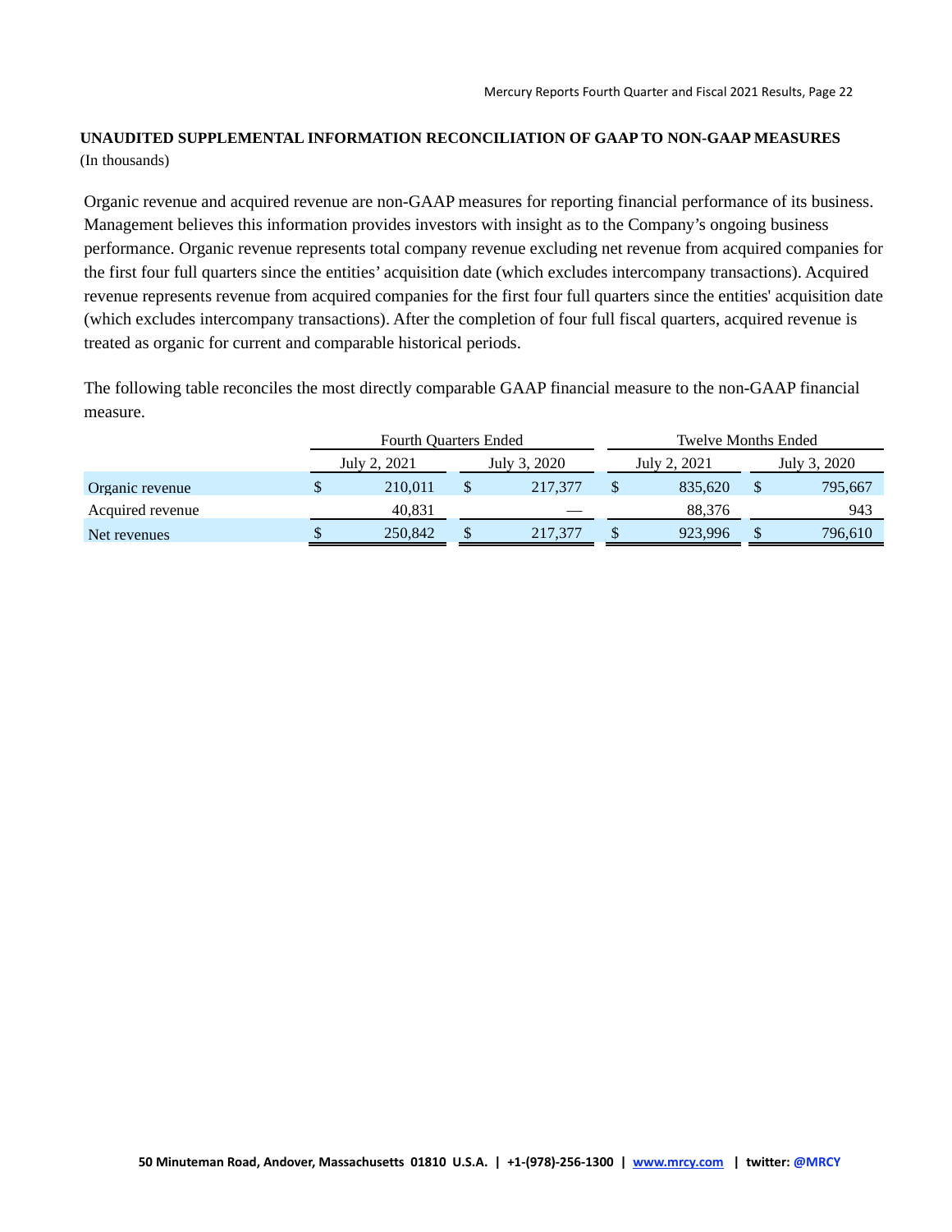**UNAUDITED SUPPLEMENTAL INFORMATION RECONCILIATION OF GAAP TO NON-GAAP MEASURES**
(In thousands)

Organic revenue and acquired revenue are non-GAAP measures for reporting financial performance of its business. Management believes this information provides investors with insight as to the Company's ongoing business performance. Organic revenue represents total company revenue excluding net revenue from acquired companies for the first four full quarters since the entities' acquisition date (which excludes intercompany transactions). Acquired revenue represents revenue from acquired companies for the first four full quarters since the entities' acquisition date (which excludes intercompany transactions). After the completion of four full fiscal quarters, acquired revenue is treated as organic for current and comparable historical periods.

The following table reconciles the most directly comparable GAAP financial measure to the non-GAAP financial measure.

| | Fourth Quarters Ended | | Twelve Months Ended | |
|---|---|---|---|---|
| | July 2, 2021 | July 3, 2020 | July 2, 2021 | July 3, 2020 |
| Organic revenue | $ 210,011 | $ 217,377 | $ 835,620 | $ 795,667 |
| Acquired revenue | 40,831 | — | 88,376 | 943 |
| Net revenues | $ 250,842 | $ 217,377 | $ 923,996 | $ 796,610 |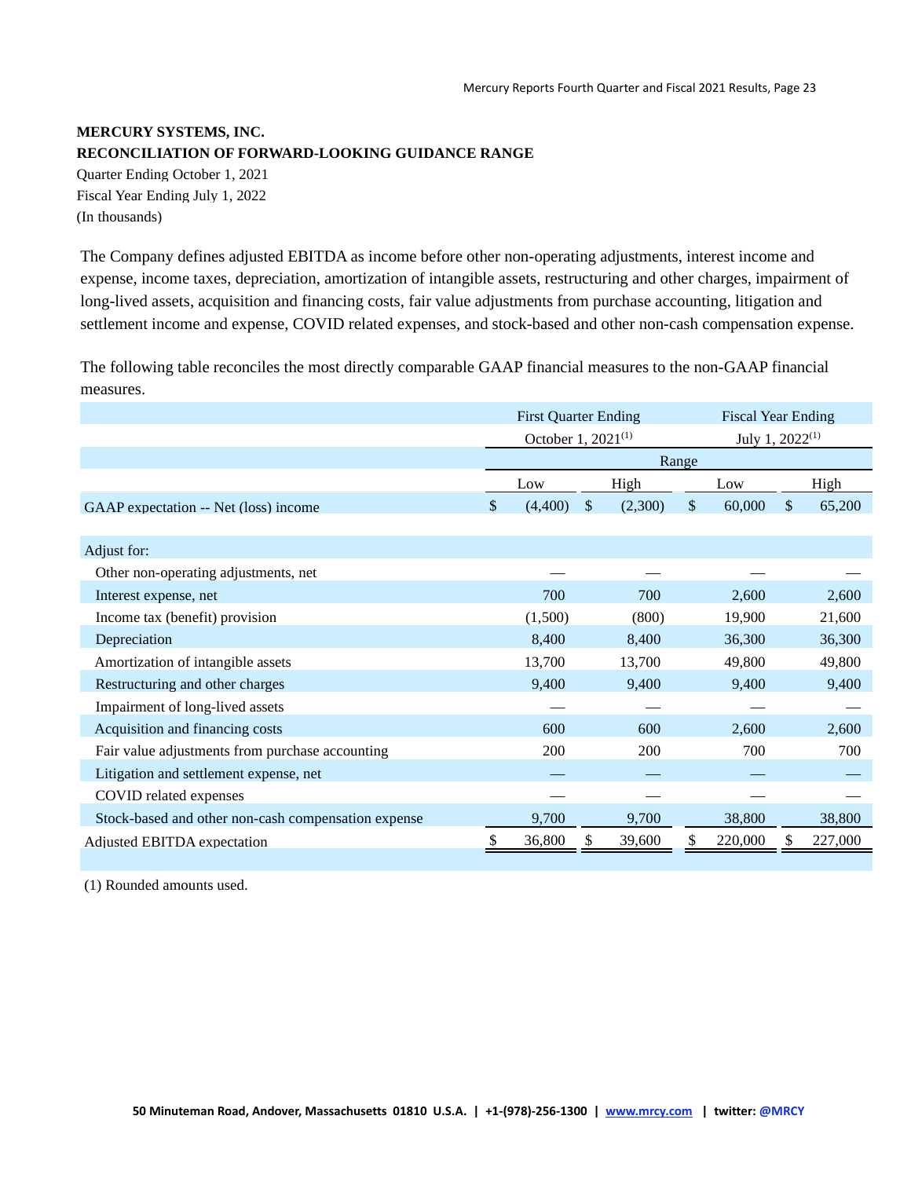**MERCURY SYSTEMS, INC.**
**RECONCILIATION OF FORWARD-LOOKING GUIDANCE RANGE**
Quarter Ending October 1, 2021
Fiscal Year Ending July 1, 2022
(In thousands)

The Company defines adjusted EBITDA as income before other non-operating adjustments, interest income and expense, income taxes, depreciation, amortization of intangible assets, restructuring and other charges, impairment of long-lived assets, acquisition and financing costs, fair value adjustments from purchase accounting, litigation and settlement income and expense, COVID related expenses, and stock-based and other non-cash compensation expense.

The following table reconciles the most directly comparable GAAP financial measures to the non-GAAP financial measures.

| | First Quarter Ending October 1, 2021[1] | | Fiscal Year Ending July 1, 2022[1] | |
|---|---|---|---|---|
| | Range | | | |
| | Low | High | Low | High |
| GAAP expectation -- Net (loss) income | $ (4,400) | $ (2,300) | $ 60,000 | $ 65,200 |
| Adjust for: | | | | |
| Other non-operating adjustments, net | — | — | — | — |
| Interest expense, net | 700 | 700 | 2,600 | 2,600 |
| Income tax (benefit) provision | (1,500) | (800) | 19,900 | 21,600 |
| Depreciation | 8,400 | 8,400 | 36,300 | 36,300 |
| Amortization of intangible assets | 13,700 | 13,700 | 49,800 | 49,800 |
| Restructuring and other charges | 9,400 | 9,400 | 9,400 | 9,400 |
| Impairment of long-lived assets | — | — | — | — |
| Acquisition and financing costs | 600 | 600 | 2,600 | 2,600 |
| Fair value adjustments from purchase accounting | 200 | 200 | 700 | 700 |
| Litigation and settlement expense, net | — | — | — | — |
| COVID related expenses | — | — | — | — |
| Stock-based and other non-cash compensation expense | 9,700 | 9,700 | 38,800 | 38,800 |
| Adjusted EBITDA expectation | $ 36,800 | $ 39,600 | $ 220,000 | $ 227,000 |

(1) Rounded amounts used.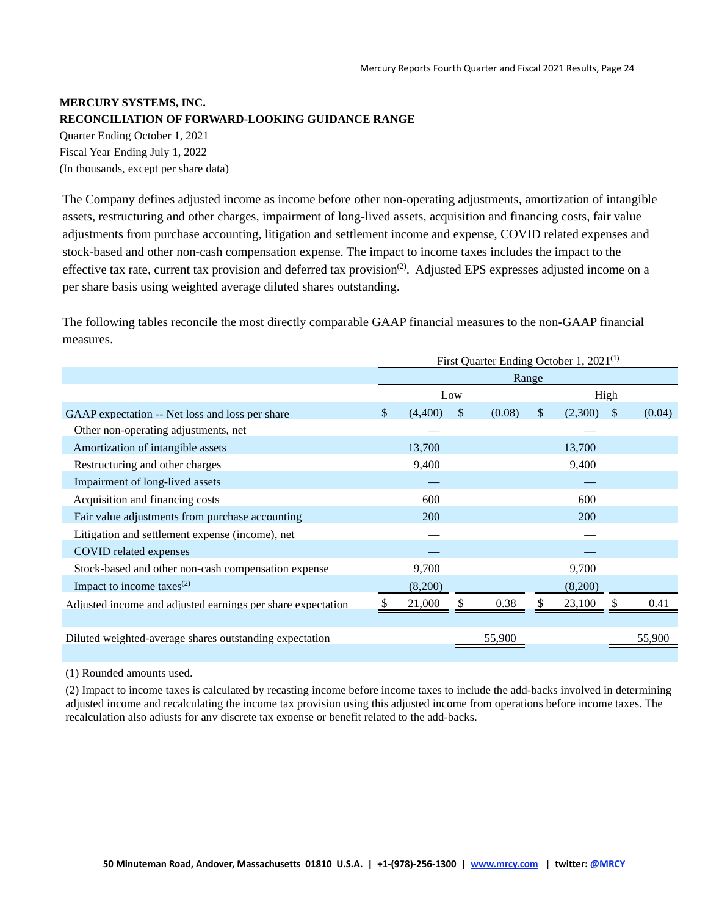**MERCURY SYSTEMS, INC.**
**RECONCILIATION OF FORWARD-LOOKING GUIDANCE RANGE**
Quarter Ending October 1, 2021
Fiscal Year Ending July 1, 2022
(In thousands, except per share data)

The Company defines adjusted income as income before other non-operating adjustments, amortization of intangible assets, restructuring and other charges, impairment of long-lived assets, acquisition and financing costs, fair value adjustments from purchase accounting, litigation and settlement income and expense, COVID related expenses and stock-based and other non-cash compensation expense. The impact to income taxes includes the impact to the effective tax rate, current tax provision and deferred tax provision(2). Adjusted EPS expresses adjusted income on a per share basis using weighted average diluted shares outstanding.

The following tables reconcile the most directly comparable GAAP financial measures to the non-GAAP financial measures.

| | First Quarter Ending October 1, 2021(1) | | | |
|---|---|---|---|---|
| | Range | | | |
| | Low | | High | |
| GAAP expectation -- Net loss and loss per share | $ (4,400) | $ (0.08) | $ (2,300) | $ (0.04) |
| Other non-operating adjustments, net | — | | — | |
| Amortization of intangible assets | 13,700 | | 13,700 | |
| Restructuring and other charges | 9,400 | | 9,400 | |
| Impairment of long-lived assets | — | | — | |
| Acquisition and financing costs | 600 | | 600 | |
| Fair value adjustments from purchase accounting | 200 | | 200 | |
| Litigation and settlement expense (income), net | — | | — | |
| COVID related expenses | — | | — | |
| Stock-based and other non-cash compensation expense | 9,700 | | 9,700 | |
| Impact to income taxes(2) | (8,200) | | (8,200) | |
| Adjusted income and adjusted earnings per share expectation | $ 21,000 | $ 0.38 | $ 23,100 | $ 0.41 |
| | | | | |
| Diluted weighted-average shares outstanding expectation | | 55,900 | | 55,900 |

(1) Rounded amounts used.

(2) Impact to income taxes is calculated by recasting income before income taxes to include the add-backs involved in determining adjusted income and recalculating the income tax provision using this adjusted income from operations before income taxes. The recalculation also adjusts for any discrete tax expense or benefit related to the add-backs.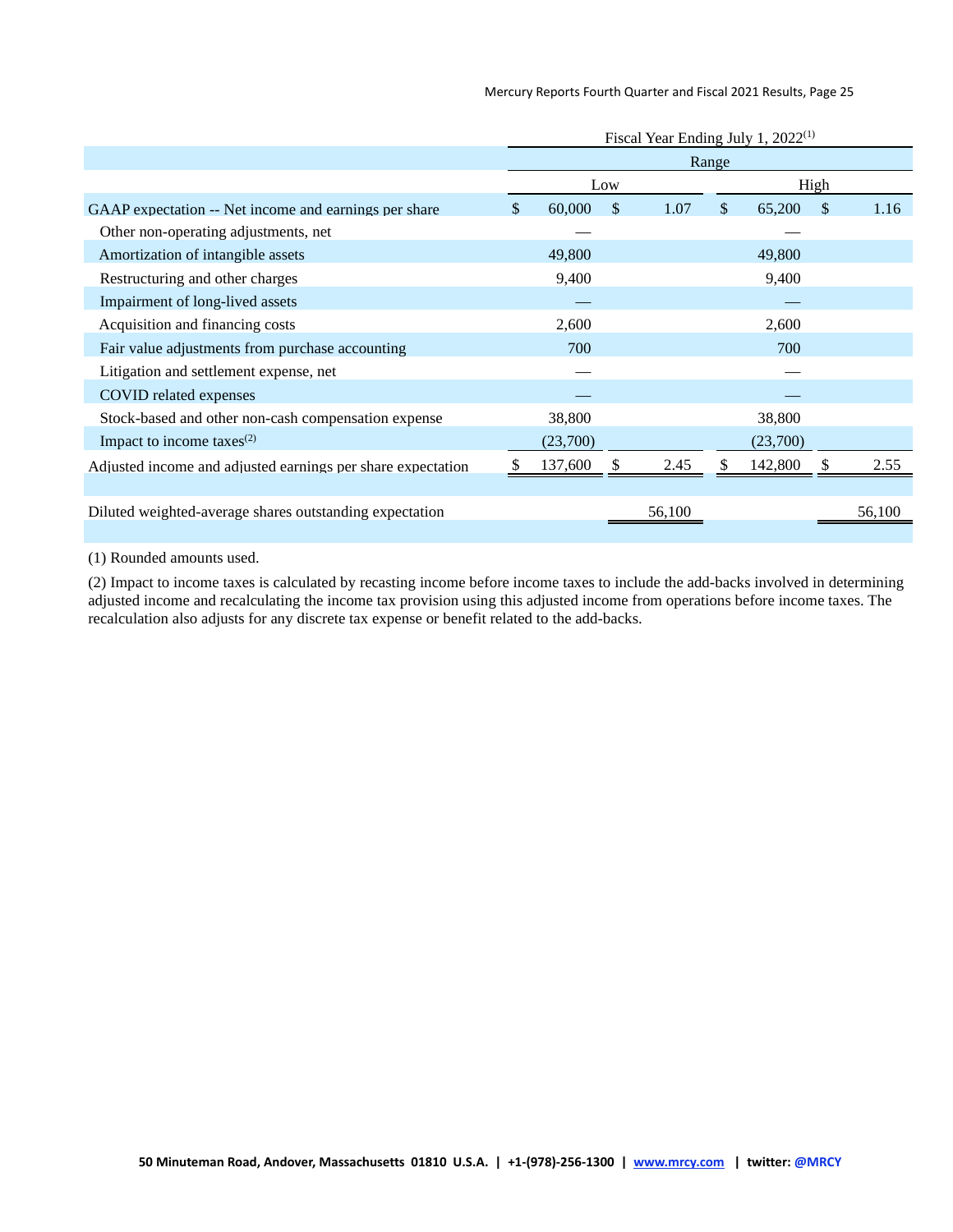| | Fiscal Year Ending July 1, 2022[1] | | | |
|---|---|---|---|---|
| | Range | | | |
| | Low | | High | |
| GAAP expectation -- Net income and earnings per share | $ 60,000 | $ 1.07 | $ 65,200 | $ 1.16 |
| Other non-operating adjustments, net | — | | — | |
| Amortization of intangible assets | 49,800 | | 49,800 | |
| Restructuring and other charges | 9,400 | | 9,400 | |
| Impairment of long-lived assets | — | | — | |
| Acquisition and financing costs | 2,600 | | 2,600 | |
| Fair value adjustments from purchase accounting | 700 | | 700 | |
| Litigation and settlement expense, net | — | | — | |
| COVID related expenses | — | | — | |
| Stock-based and other non-cash compensation expense | 38,800 | | 38,800 | |
| Impact to income taxes[2] | (23,700) | | (23,700) | |
| Adjusted income and adjusted earnings per share expectation | $ 137,600 | $ 2.45 | $ 142,800 | $ 2.55 |
| | | | | |
| Diluted weighted-average shares outstanding expectation | | 56,100 | | 56,100 |

(1) Rounded amounts used.

(2) Impact to income taxes is calculated by recasting income before income taxes to include the add-backs involved in determining adjusted income and recalculating the income tax provision using this adjusted income from operations before income taxes. The recalculation also adjusts for any discrete tax expense or benefit related to the add-backs.